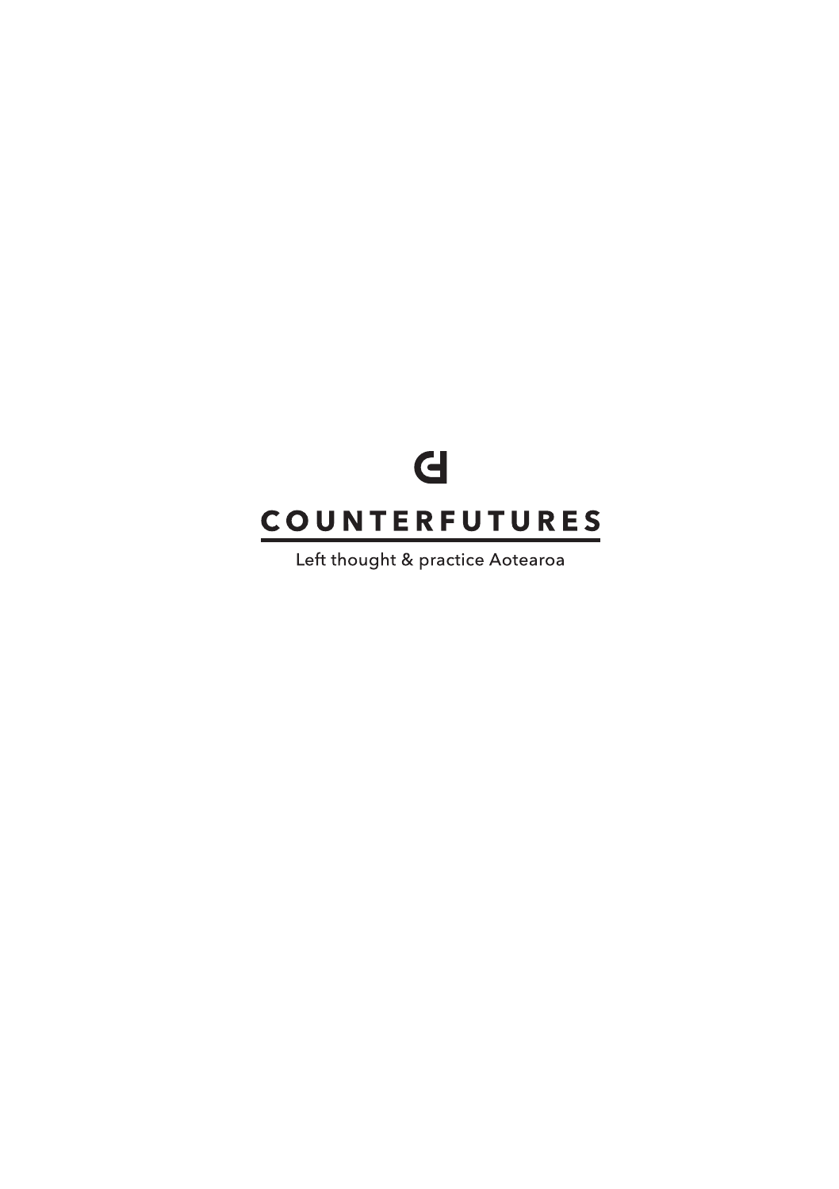# COUNTERFUTURES

Left thought & practice Aotearoa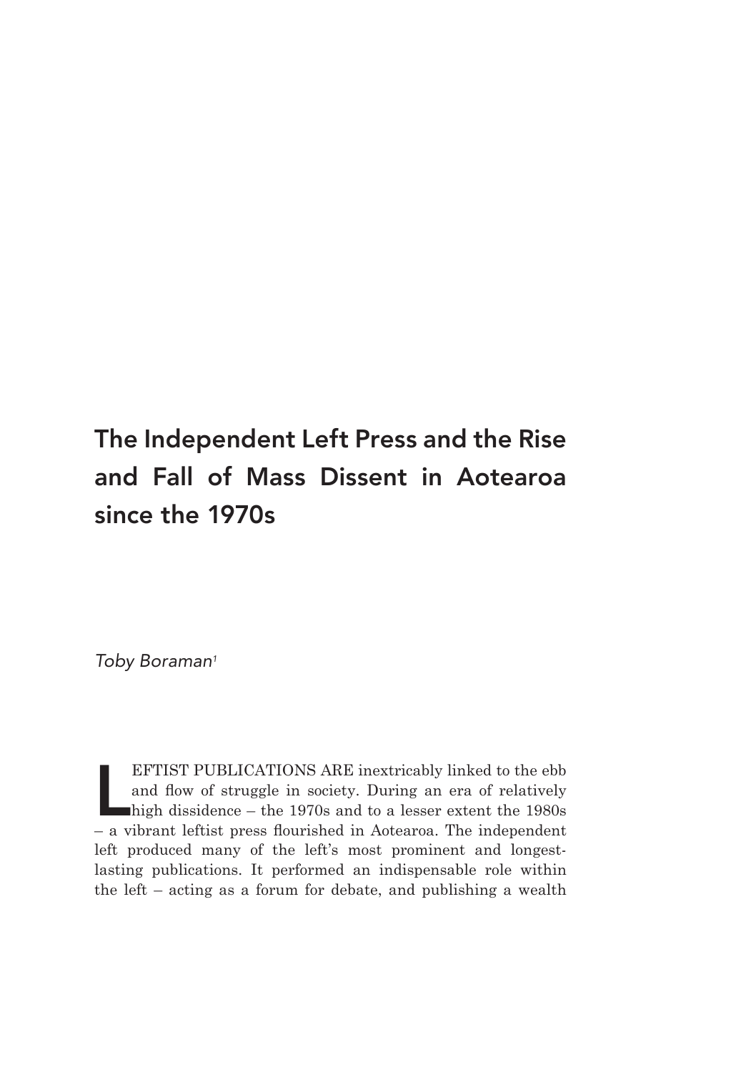# The Independent Left Press and the Rise and Fall of Mass Dissent in Aotearoa since the 1970s

*Toby Boraman*[1]

LEFTIST PUBLICATIONS ARE inextricably linked to the ebb and flow of struggle in society. During an era of relatively high dissidence – the 1970s and to a lesser extent the 1980s – a vibrant leftist press flourished in Aotearoa. The independent left produced many of the left's most prominent and longest-lasting publications. It performed an indispensable role within the left – acting as a forum for debate, and publishing a wealth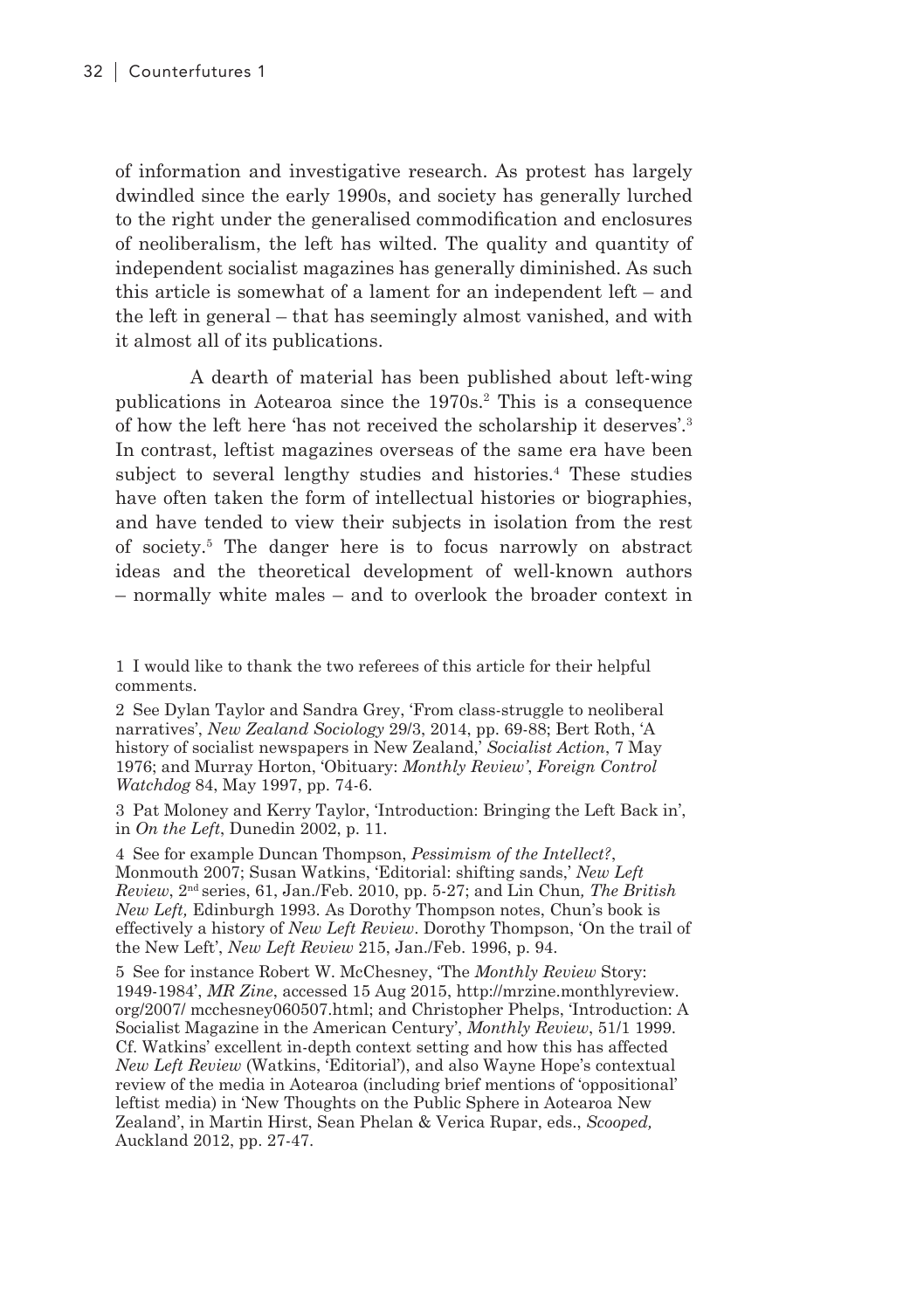of information and investigative research. As protest has largely dwindled since the early 1990s, and society has generally lurched to the right under the generalised commodification and enclosures of neoliberalism, the left has wilted. The quality and quantity of independent socialist magazines has generally diminished. As such this article is somewhat of a lament for an independent left – and the left in general – that has seemingly almost vanished, and with it almost all of its publications.

A dearth of material has been published about left-wing publications in Aotearoa since the 1970s.[2] This is a consequence of how the left here 'has not received the scholarship it deserves'.[3] In contrast, leftist magazines overseas of the same era have been subject to several lengthy studies and histories.[4] These studies have often taken the form of intellectual histories or biographies, and have tended to view their subjects in isolation from the rest of society.[5] The danger here is to focus narrowly on abstract ideas and the theoretical development of well-known authors – normally white males – and to overlook the broader context in

---

1 I would like to thank the two referees of this article for their helpful comments.

2 See Dylan Taylor and Sandra Grey, 'From class-struggle to neoliberal narratives', *New Zealand Sociology* 29/3, 2014, pp. 69-88; Bert Roth, 'A history of socialist newspapers in New Zealand,' *Socialist Action*, 7 May 1976; and Murray Horton, 'Obituary: *Monthly Review*', *Foreign Control Watchdog* 84, May 1997, pp. 74-6.

3 Pat Moloney and Kerry Taylor, 'Introduction: Bringing the Left Back in', in *On the Left*, Dunedin 2002, p. 11.

4 See for example Duncan Thompson, *Pessimism of the Intellect?*, Monmouth 2007; Susan Watkins, 'Editorial: shifting sands,' *New Left Review*, 2nd series, 61, Jan./Feb. 2010, pp. 5-27; and Lin Chun, *The British New Left*, Edinburgh 1993. As Dorothy Thompson notes, Chun's book is effectively a history of *New Left Review*. Dorothy Thompson, 'On the trail of the New Left', *New Left Review* 215, Jan./Feb. 1996, p. 94.

5 See for instance Robert W. McChesney, 'The *Monthly Review* Story: 1949-1984', *MR Zine*, accessed 15 Aug 2015, http://mrzine.monthlyreview.org/2007/ mcchesney060507.html; and Christopher Phelps, 'Introduction: A Socialist Magazine in the American Century', *Monthly Review*, 51/1 1999. Cf. Watkins' excellent in-depth context setting and how this has affected *New Left Review* (Watkins, 'Editorial'), and also Wayne Hope's contextual review of the media in Aotearoa (including brief mentions of 'oppositional' leftist media) in 'New Thoughts on the Public Sphere in Aotearoa New Zealand', in Martin Hirst, Sean Phelan & Verica Rupar, eds., *Scooped,* Auckland 2012, pp. 27-47.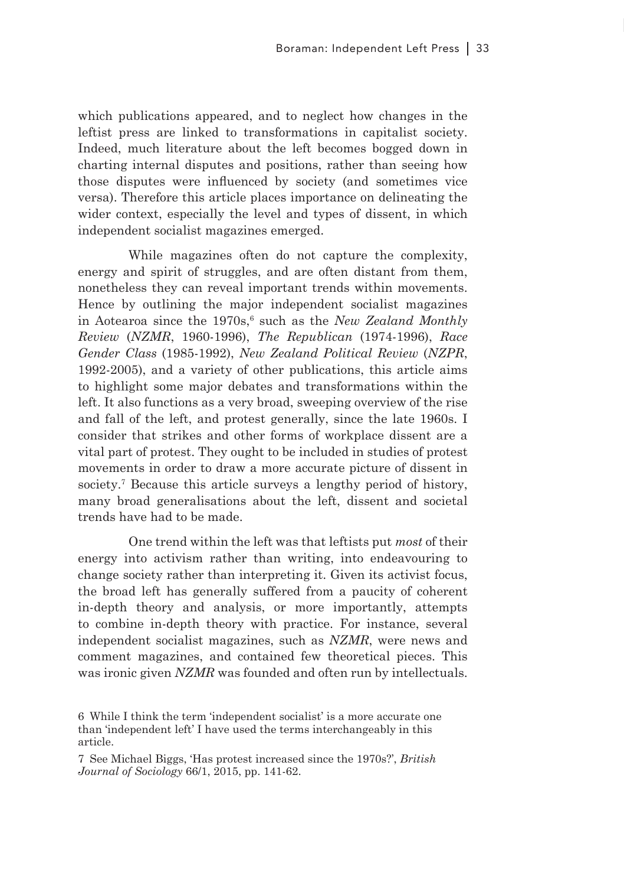which publications appeared, and to neglect how changes in the leftist press are linked to transformations in capitalist society. Indeed, much literature about the left becomes bogged down in charting internal disputes and positions, rather than seeing how those disputes were influenced by society (and sometimes vice versa). Therefore this article places importance on delineating the wider context, especially the level and types of dissent, in which independent socialist magazines emerged.

While magazines often do not capture the complexity, energy and spirit of struggles, and are often distant from them, nonetheless they can reveal important trends within movements. Hence by outlining the major independent socialist magazines in Aotearoa since the 1970s,[6] such as the *New Zealand Monthly Review* (*NZMR*, 1960-1996), *The Republican* (1974-1996), *Race Gender Class* (1985-1992), *New Zealand Political Review* (*NZPR*, 1992-2005), and a variety of other publications, this article aims to highlight some major debates and transformations within the left. It also functions as a very broad, sweeping overview of the rise and fall of the left, and protest generally, since the late 1960s. I consider that strikes and other forms of workplace dissent are a vital part of protest. They ought to be included in studies of protest movements in order to draw a more accurate picture of dissent in society.[7] Because this article surveys a lengthy period of history, many broad generalisations about the left, dissent and societal trends have had to be made.

One trend within the left was that leftists put *most* of their energy into activism rather than writing, into endeavouring to change society rather than interpreting it. Given its activist focus, the broad left has generally suffered from a paucity of coherent in-depth theory and analysis, or more importantly, attempts to combine in-depth theory with practice. For instance, several independent socialist magazines, such as *NZMR*, were news and comment magazines, and contained few theoretical pieces. This was ironic given *NZMR* was founded and often run by intellectuals.

6 While I think the term 'independent socialist' is a more accurate one than 'independent left' I have used the terms interchangeably in this article.

7 See Michael Biggs, 'Has protest increased since the 1970s?', *British Journal of Sociology* 66/1, 2015, pp. 141-62.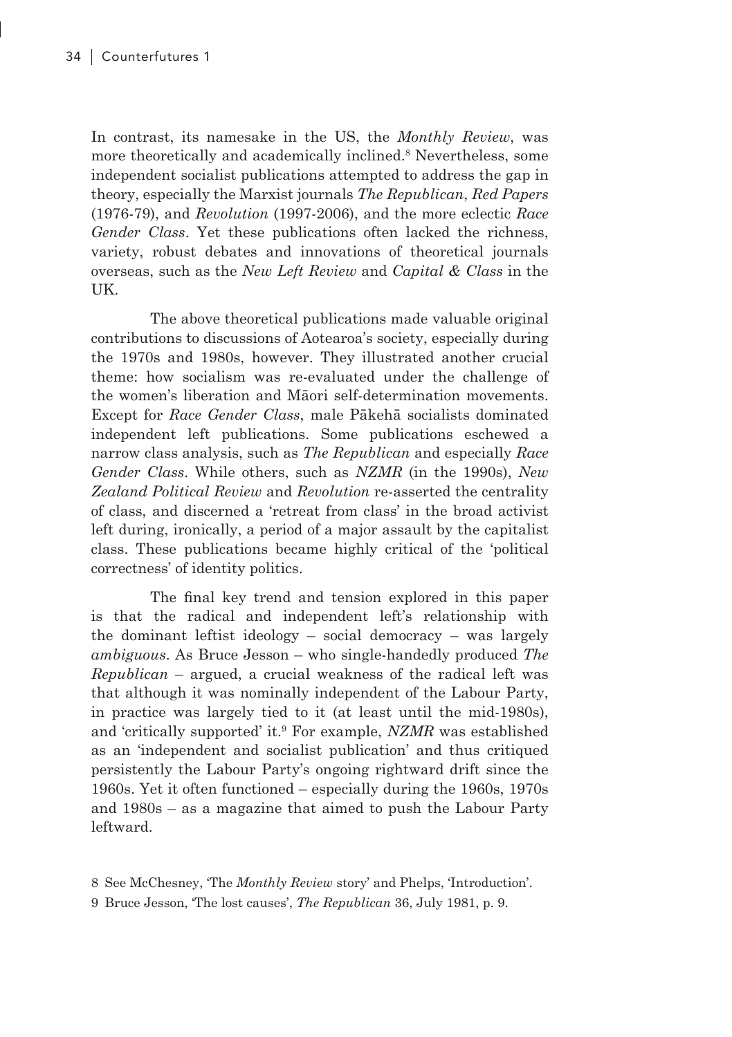In contrast, its namesake in the US, the *Monthly Review*, was more theoretically and academically inclined.[8] Nevertheless, some independent socialist publications attempted to address the gap in theory, especially the Marxist journals *The Republican*, *Red Papers* (1976-79), and *Revolution* (1997-2006), and the more eclectic *Race Gender Class*. Yet these publications often lacked the richness, variety, robust debates and innovations of theoretical journals overseas, such as the *New Left Review* and *Capital & Class* in the UK.

The above theoretical publications made valuable original contributions to discussions of Aotearoa's society, especially during the 1970s and 1980s, however. They illustrated another crucial theme: how socialism was re-evaluated under the challenge of the women's liberation and Māori self-determination movements. Except for *Race Gender Class*, male Pākehā socialists dominated independent left publications. Some publications eschewed a narrow class analysis, such as *The Republican* and especially *Race Gender Class*. While others, such as *NZMR* (in the 1990s), *New Zealand Political Review* and *Revolution* re-asserted the centrality of class, and discerned a 'retreat from class' in the broad activist left during, ironically, a period of a major assault by the capitalist class. These publications became highly critical of the 'political correctness' of identity politics.

The final key trend and tension explored in this paper is that the radical and independent left's relationship with the dominant leftist ideology – social democracy – was largely *ambiguous*. As Bruce Jesson – who single-handedly produced *The Republican* – argued, a crucial weakness of the radical left was that although it was nominally independent of the Labour Party, in practice was largely tied to it (at least until the mid-1980s), and 'critically supported' it.[9] For example, *NZMR* was established as an 'independent and socialist publication' and thus critiqued persistently the Labour Party's ongoing rightward drift since the 1960s. Yet it often functioned – especially during the 1960s, 1970s and 1980s – as a magazine that aimed to push the Labour Party leftward.

8 See McChesney, 'The *Monthly Review* story' and Phelps, 'Introduction'.

9 Bruce Jesson, 'The lost causes', *The Republican* 36, July 1981, p. 9.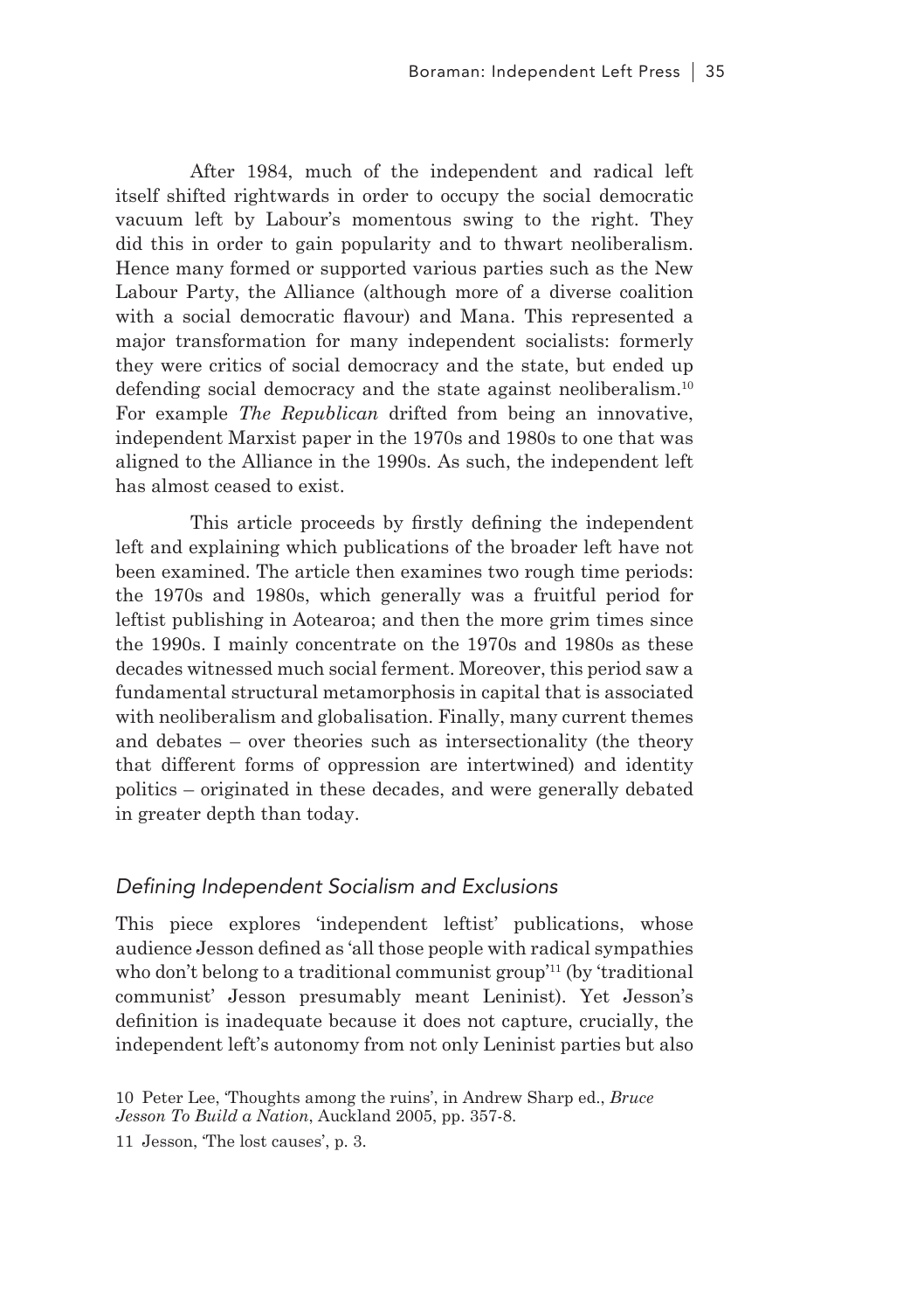After 1984, much of the independent and radical left itself shifted rightwards in order to occupy the social democratic vacuum left by Labour's momentous swing to the right. They did this in order to gain popularity and to thwart neoliberalism. Hence many formed or supported various parties such as the New Labour Party, the Alliance (although more of a diverse coalition with a social democratic flavour) and Mana. This represented a major transformation for many independent socialists: formerly they were critics of social democracy and the state, but ended up defending social democracy and the state against neoliberalism.[10] For example *The Republican* drifted from being an innovative, independent Marxist paper in the 1970s and 1980s to one that was aligned to the Alliance in the 1990s. As such, the independent left has almost ceased to exist.

This article proceeds by firstly defining the independent left and explaining which publications of the broader left have not been examined. The article then examines two rough time periods: the 1970s and 1980s, which generally was a fruitful period for leftist publishing in Aotearoa; and then the more grim times since the 1990s. I mainly concentrate on the 1970s and 1980s as these decades witnessed much social ferment. Moreover, this period saw a fundamental structural metamorphosis in capital that is associated with neoliberalism and globalisation. Finally, many current themes and debates – over theories such as intersectionality (the theory that different forms of oppression are intertwined) and identity politics – originated in these decades, and were generally debated in greater depth than today.

### *Defining Independent Socialism and Exclusions*

This piece explores 'independent leftist' publications, whose audience Jesson defined as 'all those people with radical sympathies who don't belong to a traditional communist group'[11] (by 'traditional communist' Jesson presumably meant Leninist). Yet Jesson's definition is inadequate because it does not capture, crucially, the independent left's autonomy from not only Leninist parties but also

10 Peter Lee, 'Thoughts among the ruins', in Andrew Sharp ed., *Bruce Jesson To Build a Nation*, Auckland 2005, pp. 357-8.

11 Jesson, 'The lost causes', p. 3.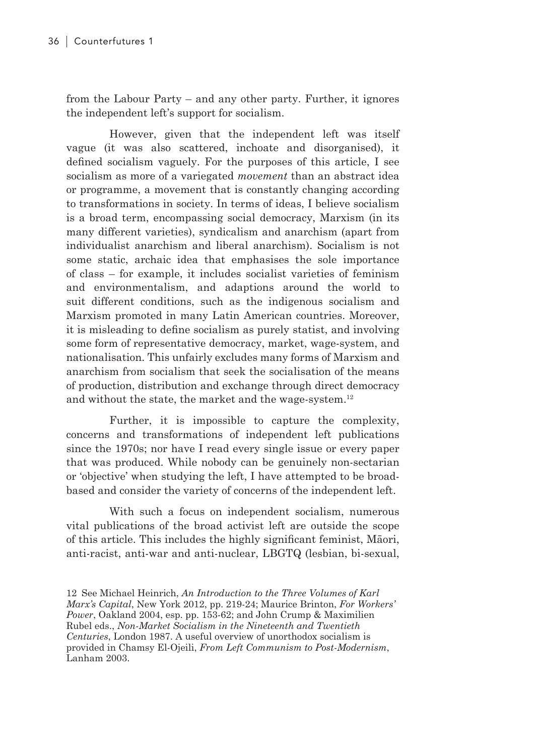from the Labour Party – and any other party. Further, it ignores the independent left's support for socialism.

However, given that the independent left was itself vague (it was also scattered, inchoate and disorganised), it defined socialism vaguely. For the purposes of this article, I see socialism as more of a variegated *movement* than an abstract idea or programme, a movement that is constantly changing according to transformations in society. In terms of ideas, I believe socialism is a broad term, encompassing social democracy, Marxism (in its many different varieties), syndicalism and anarchism (apart from individualist anarchism and liberal anarchism). Socialism is not some static, archaic idea that emphasises the sole importance of class – for example, it includes socialist varieties of feminism and environmentalism, and adaptions around the world to suit different conditions, such as the indigenous socialism and Marxism promoted in many Latin American countries. Moreover, it is misleading to define socialism as purely statist, and involving some form of representative democracy, market, wage-system, and nationalisation. This unfairly excludes many forms of Marxism and anarchism from socialism that seek the socialisation of the means of production, distribution and exchange through direct democracy and without the state, the market and the wage-system.[12]

Further, it is impossible to capture the complexity, concerns and transformations of independent left publications since the 1970s; nor have I read every single issue or every paper that was produced. While nobody can be genuinely non-sectarian or 'objective' when studying the left, I have attempted to be broad-based and consider the variety of concerns of the independent left.

With such a focus on independent socialism, numerous vital publications of the broad activist left are outside the scope of this article. This includes the highly significant feminist, Māori, anti-racist, anti-war and anti-nuclear, LBGTQ (lesbian, bi-sexual,

12 See Michael Heinrich, *An Introduction to the Three Volumes of Karl Marx's Capital*, New York 2012, pp. 219-24; Maurice Brinton, *For Workers' Power*, Oakland 2004, esp. pp. 153-62; and John Crump & Maximilien Rubel eds., *Non-Market Socialism in the Nineteenth and Twentieth Centuries*, London 1987. A useful overview of unorthodox socialism is provided in Chamsy El-Ojeili, *From Left Communism to Post-Modernism*, Lanham 2003.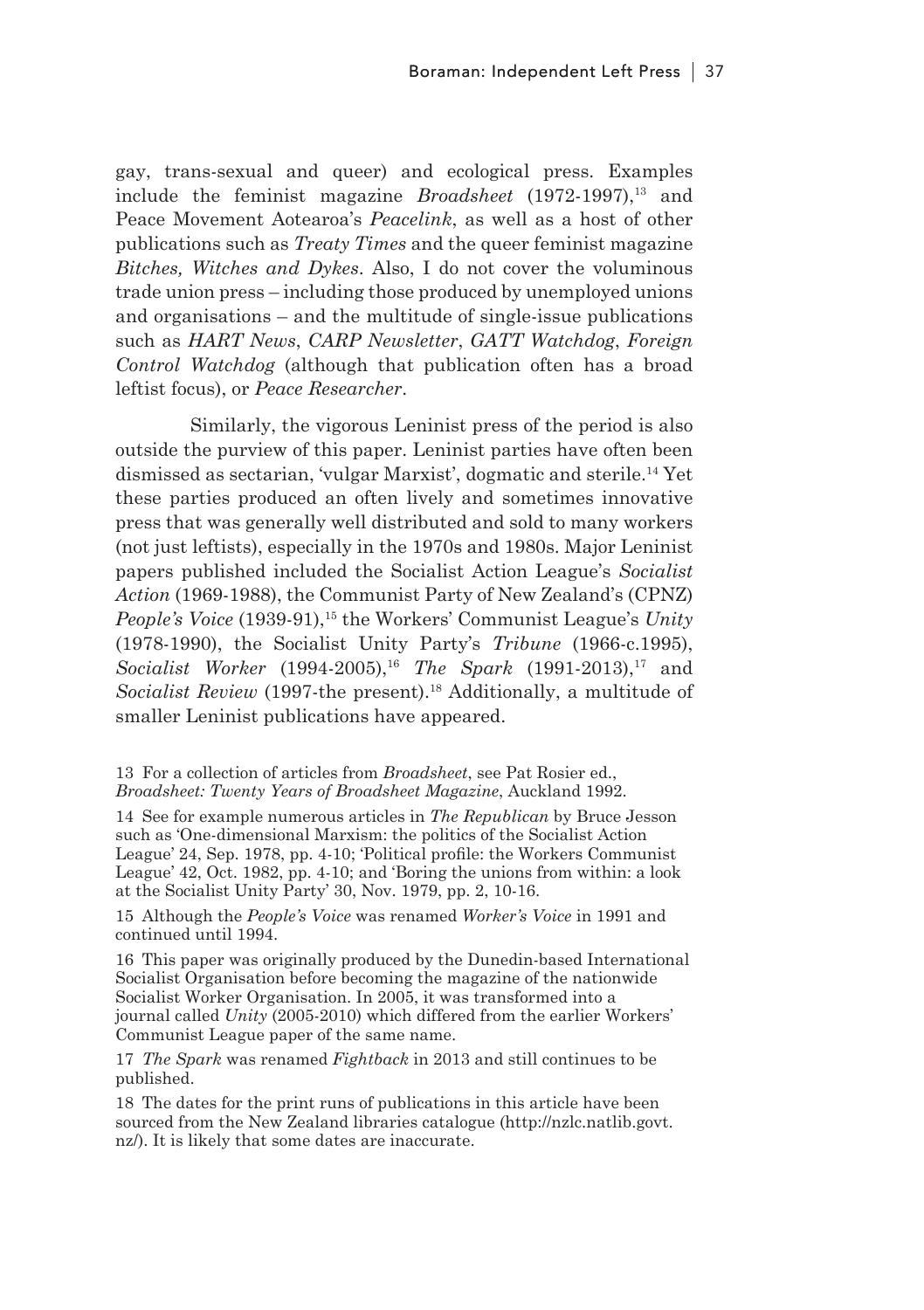gay, trans-sexual and queer) and ecological press. Examples include the feminist magazine *Broadsheet* (1972-1997),[13] and Peace Movement Aotearoa's *Peacelink*, as well as a host of other publications such as *Treaty Times* and the queer feminist magazine *Bitches, Witches and Dykes*. Also, I do not cover the voluminous trade union press – including those produced by unemployed unions and organisations – and the multitude of single-issue publications such as *HART News*, *CARP Newsletter*, *GATT Watchdog*, *Foreign Control Watchdog* (although that publication often has a broad leftist focus), or *Peace Researcher*.

Similarly, the vigorous Leninist press of the period is also outside the purview of this paper. Leninist parties have often been dismissed as sectarian, 'vulgar Marxist', dogmatic and sterile.[14] Yet these parties produced an often lively and sometimes innovative press that was generally well distributed and sold to many workers (not just leftists), especially in the 1970s and 1980s. Major Leninist papers published included the Socialist Action League's *Socialist Action* (1969-1988), the Communist Party of New Zealand's (CPNZ) *People's Voice* (1939-91),[15] the Workers' Communist League's *Unity* (1978-1990), the Socialist Unity Party's *Tribune* (1966-c.1995), *Socialist Worker* (1994-2005),[16] *The Spark* (1991-2013),[17] and *Socialist Review* (1997-the present).[18] Additionally, a multitude of smaller Leninist publications have appeared.

13 For a collection of articles from *Broadsheet*, see Pat Rosier ed., *Broadsheet: Twenty Years of Broadsheet Magazine*, Auckland 1992.

14 See for example numerous articles in *The Republican* by Bruce Jesson such as 'One-dimensional Marxism: the politics of the Socialist Action League' 24, Sep. 1978, pp. 4-10; 'Political profile: the Workers Communist League' 42, Oct. 1982, pp. 4-10; and 'Boring the unions from within: a look at the Socialist Unity Party' 30, Nov. 1979, pp. 2, 10-16.

15 Although the *People's Voice* was renamed *Worker's Voice* in 1991 and continued until 1994.

16 This paper was originally produced by the Dunedin-based International Socialist Organisation before becoming the magazine of the nationwide Socialist Worker Organisation. In 2005, it was transformed into a journal called *Unity* (2005-2010) which differed from the earlier Workers' Communist League paper of the same name.

17 *The Spark* was renamed *Fightback* in 2013 and still continues to be published.

18 The dates for the print runs of publications in this article have been sourced from the New Zealand libraries catalogue (http://nzlc.natlib.govt.nz/). It is likely that some dates are inaccurate.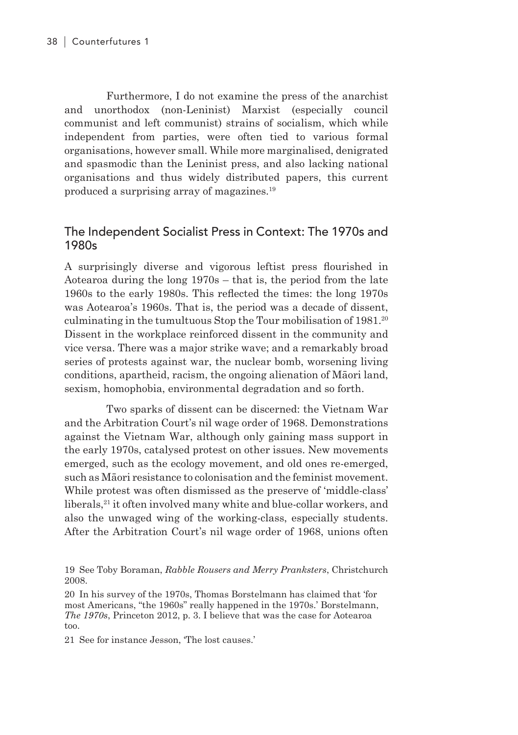Furthermore, I do not examine the press of the anarchist and unorthodox (non-Leninist) Marxist (especially council communist and left communist) strains of socialism, which while independent from parties, were often tied to various formal organisations, however small. While more marginalised, denigrated and spasmodic than the Leninist press, and also lacking national organisations and thus widely distributed papers, this current produced a surprising array of magazines.[19]

## The Independent Socialist Press in Context: The 1970s and 1980s

A surprisingly diverse and vigorous leftist press flourished in Aotearoa during the long 1970s – that is, the period from the late 1960s to the early 1980s. This reflected the times: the long 1970s was Aotearoa's 1960s. That is, the period was a decade of dissent, culminating in the tumultuous Stop the Tour mobilisation of 1981.[20] Dissent in the workplace reinforced dissent in the community and vice versa. There was a major strike wave; and a remarkably broad series of protests against war, the nuclear bomb, worsening living conditions, apartheid, racism, the ongoing alienation of Māori land, sexism, homophobia, environmental degradation and so forth.

Two sparks of dissent can be discerned: the Vietnam War and the Arbitration Court's nil wage order of 1968. Demonstrations against the Vietnam War, although only gaining mass support in the early 1970s, catalysed protest on other issues. New movements emerged, such as the ecology movement, and old ones re-emerged, such as Māori resistance to colonisation and the feminist movement. While protest was often dismissed as the preserve of 'middle-class' liberals,[21] it often involved many white and blue-collar workers, and also the unwaged wing of the working-class, especially students. After the Arbitration Court's nil wage order of 1968, unions often

19 See Toby Boraman, *Rabble Rousers and Merry Pranksters*, Christchurch 2008.

20 In his survey of the 1970s, Thomas Borstelmann has claimed that 'for most Americans, "the 1960s" really happened in the 1970s.' Borstelmann, *The 1970s*, Princeton 2012, p. 3. I believe that was the case for Aotearoa too.

21 See for instance Jesson, 'The lost causes.'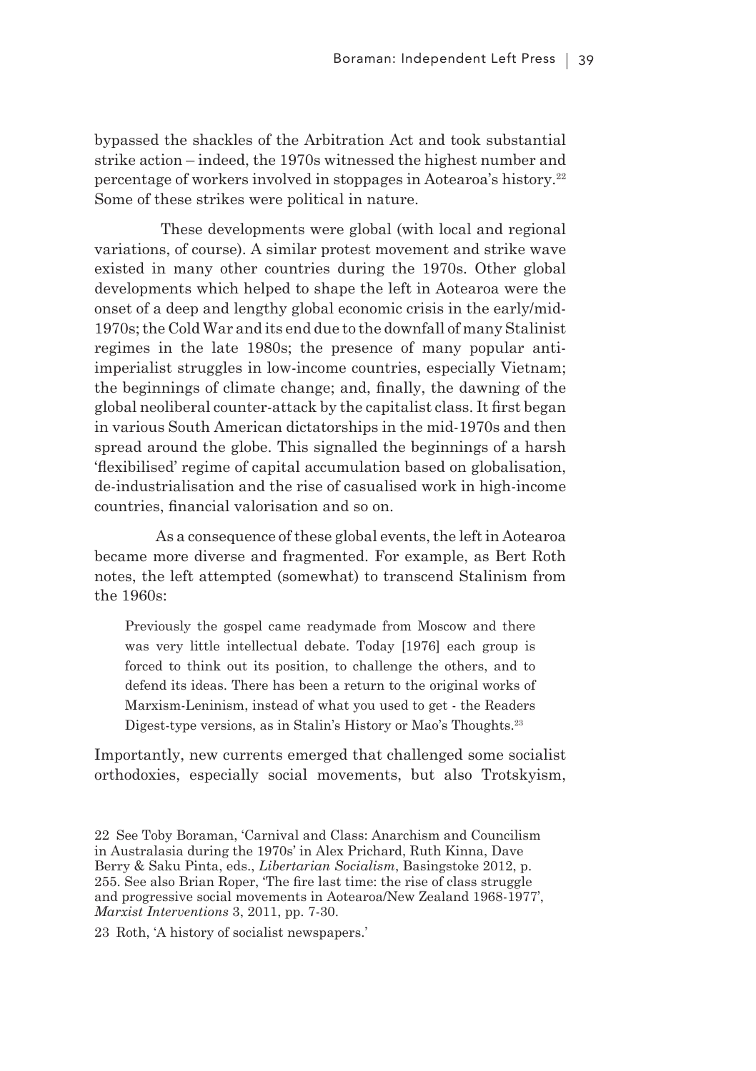bypassed the shackles of the Arbitration Act and took substantial strike action – indeed, the 1970s witnessed the highest number and percentage of workers involved in stoppages in Aotearoa's history.[22] Some of these strikes were political in nature.

These developments were global (with local and regional variations, of course). A similar protest movement and strike wave existed in many other countries during the 1970s. Other global developments which helped to shape the left in Aotearoa were the onset of a deep and lengthy global economic crisis in the early/mid-1970s; the Cold War and its end due to the downfall of many Stalinist regimes in the late 1980s; the presence of many popular anti-imperialist struggles in low-income countries, especially Vietnam; the beginnings of climate change; and, finally, the dawning of the global neoliberal counter-attack by the capitalist class. It first began in various South American dictatorships in the mid-1970s and then spread around the globe. This signalled the beginnings of a harsh 'flexibilised' regime of capital accumulation based on globalisation, de-industrialisation and the rise of casualised work in high-income countries, financial valorisation and so on.

As a consequence of these global events, the left in Aotearoa became more diverse and fragmented. For example, as Bert Roth notes, the left attempted (somewhat) to transcend Stalinism from the 1960s:

> Previously the gospel came readymade from Moscow and there was very little intellectual debate. Today [1976] each group is forced to think out its position, to challenge the others, and to defend its ideas. There has been a return to the original works of Marxism-Leninism, instead of what you used to get - the Readers Digest-type versions, as in Stalin's History or Mao's Thoughts.[23]

Importantly, new currents emerged that challenged some socialist orthodoxies, especially social movements, but also Trotskyism,

---

22 See Toby Boraman, 'Carnival and Class: Anarchism and Councilism in Australasia during the 1970s' in Alex Prichard, Ruth Kinna, Dave Berry & Saku Pinta, eds., *Libertarian Socialism*, Basingstoke 2012, p. 255. See also Brian Roper, 'The fire last time: the rise of class struggle and progressive social movements in Aotearoa/New Zealand 1968-1977', *Marxist Interventions* 3, 2011, pp. 7-30.

23 Roth, 'A history of socialist newspapers.'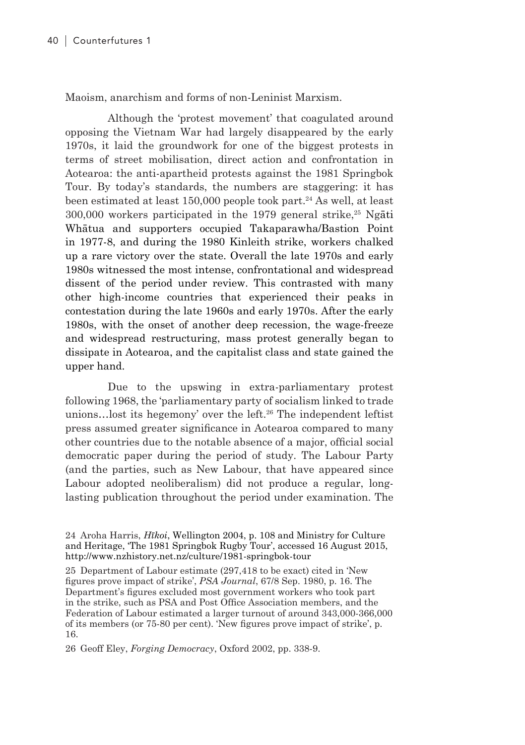Maoism, anarchism and forms of non-Leninist Marxism.

Although the 'protest movement' that coagulated around opposing the Vietnam War had largely disappeared by the early 1970s, it laid the groundwork for one of the biggest protests in terms of street mobilisation, direct action and confrontation in Aotearoa: the anti-apartheid protests against the 1981 Springbok Tour. By today's standards, the numbers are staggering: it has been estimated at least 150,000 people took part.[24] As well, at least 300,000 workers participated in the 1979 general strike,[25] Ngāti Whātua and supporters occupied Takaparawha/Bastion Point in 1977-8, and during the 1980 Kinleith strike, workers chalked up a rare victory over the state. Overall the late 1970s and early 1980s witnessed the most intense, confrontational and widespread dissent of the period under review. This contrasted with many other high-income countries that experienced their peaks in contestation during the late 1960s and early 1970s. After the early 1980s, with the onset of another deep recession, the wage-freeze and widespread restructuring, mass protest generally began to dissipate in Aotearoa, and the capitalist class and state gained the upper hand.

Due to the upswing in extra-parliamentary protest following 1968, the 'parliamentary party of socialism linked to trade unions…lost its hegemony' over the left.[26] The independent leftist press assumed greater significance in Aotearoa compared to many other countries due to the notable absence of a major, official social democratic paper during the period of study. The Labour Party (and the parties, such as New Labour, that have appeared since Labour adopted neoliberalism) did not produce a regular, long-lasting publication throughout the period under examination. The

24 Aroha Harris, *Hīkoi*, Wellington 2004, p. 108 and Ministry for Culture and Heritage, 'The 1981 Springbok Rugby Tour', accessed 16 August 2015, http://www.nzhistory.net.nz/culture/1981-springbok-tour

25 Department of Labour estimate (297,418 to be exact) cited in 'New figures prove impact of strike', *PSA Journal*, 67/8 Sep. 1980, p. 16. The Department's figures excluded most government workers who took part in the strike, such as PSA and Post Office Association members, and the Federation of Labour estimated a larger turnout of around 343,000-366,000 of its members (or 75-80 per cent). 'New figures prove impact of strike', p. 16.

26 Geoff Eley, *Forging Democracy*, Oxford 2002, pp. 338-9.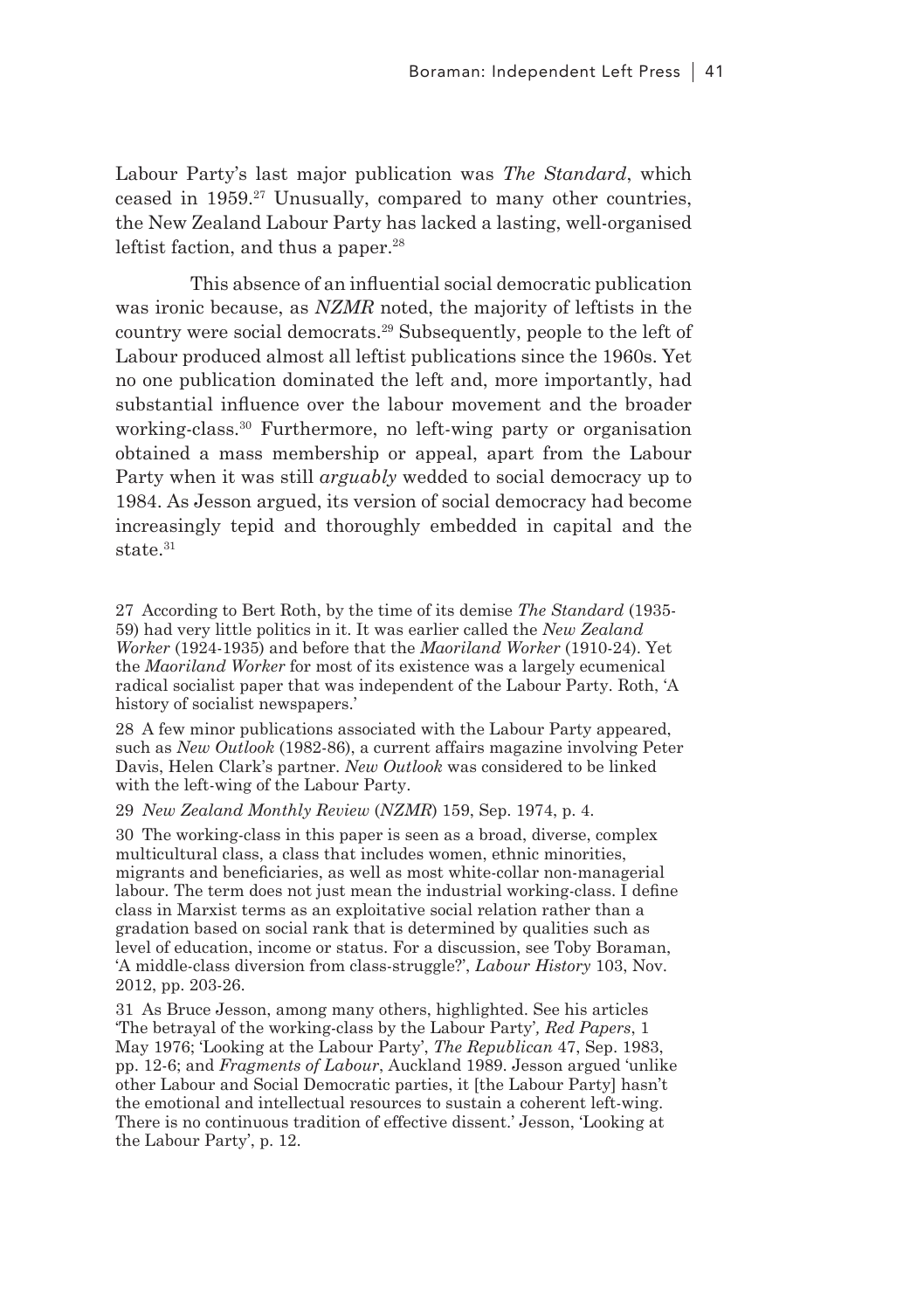Labour Party's last major publication was *The Standard*, which ceased in 1959.[27] Unusually, compared to many other countries, the New Zealand Labour Party has lacked a lasting, well-organised leftist faction, and thus a paper.[28]

This absence of an influential social democratic publication was ironic because, as *NZMR* noted, the majority of leftists in the country were social democrats.[29] Subsequently, people to the left of Labour produced almost all leftist publications since the 1960s. Yet no one publication dominated the left and, more importantly, had substantial influence over the labour movement and the broader working-class.[30] Furthermore, no left-wing party or organisation obtained a mass membership or appeal, apart from the Labour Party when it was still *arguably* wedded to social democracy up to 1984. As Jesson argued, its version of social democracy had become increasingly tepid and thoroughly embedded in capital and the state.[31]

27 According to Bert Roth, by the time of its demise *The Standard* (1935-59) had very little politics in it. It was earlier called the *New Zealand Worker* (1924-1935) and before that the *Maoriland Worker* (1910-24). Yet the *Maoriland Worker* for most of its existence was a largely ecumenical radical socialist paper that was independent of the Labour Party. Roth, 'A history of socialist newspapers.'

28 A few minor publications associated with the Labour Party appeared, such as *New Outlook* (1982-86), a current affairs magazine involving Peter Davis, Helen Clark's partner. *New Outlook* was considered to be linked with the left-wing of the Labour Party.

29 *New Zealand Monthly Review* (*NZMR*) 159, Sep. 1974, p. 4.

30 The working-class in this paper is seen as a broad, diverse, complex multicultural class, a class that includes women, ethnic minorities, migrants and beneficiaries, as well as most white-collar non-managerial labour. The term does not just mean the industrial working-class. I define class in Marxist terms as an exploitative social relation rather than a gradation based on social rank that is determined by qualities such as level of education, income or status. For a discussion, see Toby Boraman, 'A middle-class diversion from class-struggle?', *Labour History* 103, Nov. 2012, pp. 203-26.

31 As Bruce Jesson, among many others, highlighted. See his articles 'The betrayal of the working-class by the Labour Party', *Red Papers*, 1 May 1976; 'Looking at the Labour Party', *The Republican* 47, Sep. 1983, pp. 12-6; and *Fragments of Labour*, Auckland 1989. Jesson argued 'unlike other Labour and Social Democratic parties, it [the Labour Party] hasn't the emotional and intellectual resources to sustain a coherent left-wing. There is no continuous tradition of effective dissent.' Jesson, 'Looking at the Labour Party', p. 12.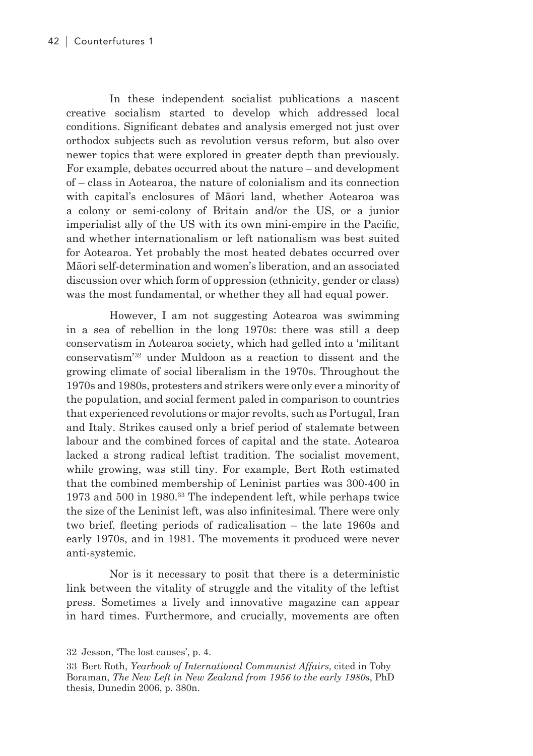In these independent socialist publications a nascent creative socialism started to develop which addressed local conditions. Significant debates and analysis emerged not just over orthodox subjects such as revolution versus reform, but also over newer topics that were explored in greater depth than previously. For example, debates occurred about the nature – and development of – class in Aotearoa, the nature of colonialism and its connection with capital's enclosures of Māori land, whether Aotearoa was a colony or semi-colony of Britain and/or the US, or a junior imperialist ally of the US with its own mini-empire in the Pacific, and whether internationalism or left nationalism was best suited for Aotearoa. Yet probably the most heated debates occurred over Māori self-determination and women's liberation, and an associated discussion over which form of oppression (ethnicity, gender or class) was the most fundamental, or whether they all had equal power.

However, I am not suggesting Aotearoa was swimming in a sea of rebellion in the long 1970s: there was still a deep conservatism in Aotearoa society, which had gelled into a 'militant conservatism'[32] under Muldoon as a reaction to dissent and the growing climate of social liberalism in the 1970s. Throughout the 1970s and 1980s, protesters and strikers were only ever a minority of the population, and social ferment paled in comparison to countries that experienced revolutions or major revolts, such as Portugal, Iran and Italy. Strikes caused only a brief period of stalemate between labour and the combined forces of capital and the state. Aotearoa lacked a strong radical leftist tradition. The socialist movement, while growing, was still tiny. For example, Bert Roth estimated that the combined membership of Leninist parties was 300-400 in 1973 and 500 in 1980.[33] The independent left, while perhaps twice the size of the Leninist left, was also infinitesimal. There were only two brief, fleeting periods of radicalisation – the late 1960s and early 1970s, and in 1981. The movements it produced were never anti-systemic.

Nor is it necessary to posit that there is a deterministic link between the vitality of struggle and the vitality of the leftist press. Sometimes a lively and innovative magazine can appear in hard times. Furthermore, and crucially, movements are often

32 Jesson, 'The lost causes', p. 4.

33 Bert Roth, *Yearbook of International Communist Affairs*, cited in Toby Boraman, *The New Left in New Zealand from 1956 to the early 1980s*, PhD thesis, Dunedin 2006, p. 380n.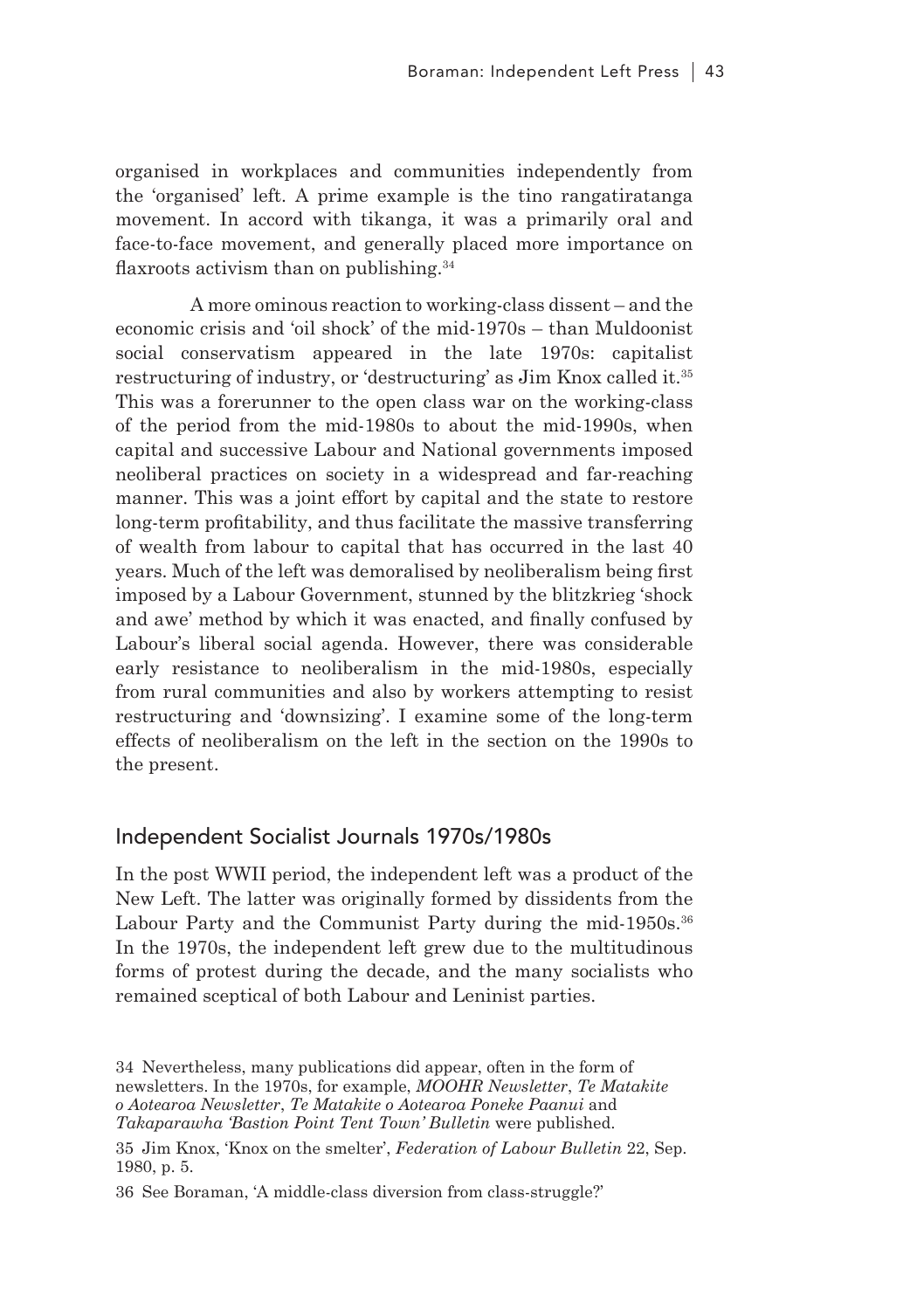organised in workplaces and communities independently from the 'organised' left. A prime example is the tino rangatiratanga movement. In accord with tikanga, it was a primarily oral and face-to-face movement, and generally placed more importance on flaxroots activism than on publishing.[34]

A more ominous reaction to working-class dissent – and the economic crisis and 'oil shock' of the mid-1970s – than Muldoonist social conservatism appeared in the late 1970s: capitalist restructuring of industry, or 'destructuring' as Jim Knox called it.[35] This was a forerunner to the open class war on the working-class of the period from the mid-1980s to about the mid-1990s, when capital and successive Labour and National governments imposed neoliberal practices on society in a widespread and far-reaching manner. This was a joint effort by capital and the state to restore long-term profitability, and thus facilitate the massive transferring of wealth from labour to capital that has occurred in the last 40 years. Much of the left was demoralised by neoliberalism being first imposed by a Labour Government, stunned by the blitzkrieg 'shock and awe' method by which it was enacted, and finally confused by Labour's liberal social agenda. However, there was considerable early resistance to neoliberalism in the mid-1980s, especially from rural communities and also by workers attempting to resist restructuring and 'downsizing'. I examine some of the long-term effects of neoliberalism on the left in the section on the 1990s to the present.

## Independent Socialist Journals 1970s/1980s

In the post WWII period, the independent left was a product of the New Left. The latter was originally formed by dissidents from the Labour Party and the Communist Party during the mid-1950s.[36] In the 1970s, the independent left grew due to the multitudinous forms of protest during the decade, and the many socialists who remained sceptical of both Labour and Leninist parties.

34 Nevertheless, many publications did appear, often in the form of newsletters. In the 1970s, for example, *MOOHR Newsletter*, *Te Matakite o Aotearoa Newsletter*, *Te Matakite o Aotearoa Poneke Paanui* and *Takaparawha 'Bastion Point Tent Town' Bulletin* were published.

35 Jim Knox, 'Knox on the smelter', *Federation of Labour Bulletin* 22, Sep. 1980, p. 5.

36 See Boraman, 'A middle-class diversion from class-struggle?'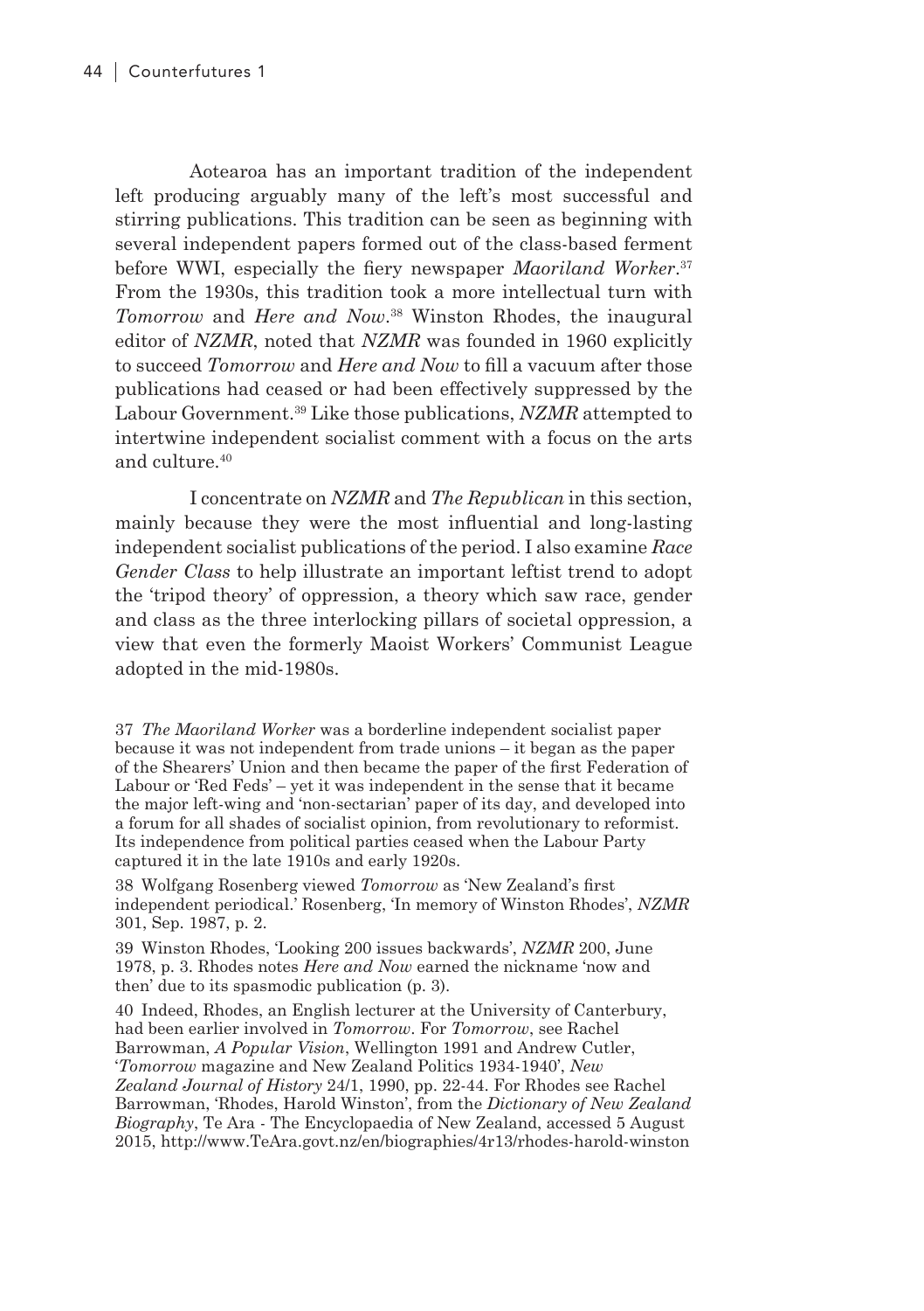Aotearoa has an important tradition of the independent left producing arguably many of the left's most successful and stirring publications. This tradition can be seen as beginning with several independent papers formed out of the class-based ferment before WWI, especially the fiery newspaper *Maoriland Worker*.[37] From the 1930s, this tradition took a more intellectual turn with *Tomorrow* and *Here and Now*.[38] Winston Rhodes, the inaugural editor of *NZMR*, noted that *NZMR* was founded in 1960 explicitly to succeed *Tomorrow* and *Here and Now* to fill a vacuum after those publications had ceased or had been effectively suppressed by the Labour Government.[39] Like those publications, *NZMR* attempted to intertwine independent socialist comment with a focus on the arts and culture.[40]

I concentrate on *NZMR* and *The Republican* in this section, mainly because they were the most influential and long-lasting independent socialist publications of the period. I also examine *Race Gender Class* to help illustrate an important leftist trend to adopt the 'tripod theory' of oppression, a theory which saw race, gender and class as the three interlocking pillars of societal oppression, a view that even the formerly Maoist Workers' Communist League adopted in the mid-1980s.

37 *The Maoriland Worker* was a borderline independent socialist paper because it was not independent from trade unions – it began as the paper of the Shearers' Union and then became the paper of the first Federation of Labour or 'Red Feds' – yet it was independent in the sense that it became the major left-wing and 'non-sectarian' paper of its day, and developed into a forum for all shades of socialist opinion, from revolutionary to reformist. Its independence from political parties ceased when the Labour Party captured it in the late 1910s and early 1920s.

38 Wolfgang Rosenberg viewed *Tomorrow* as 'New Zealand's first independent periodical.' Rosenberg, 'In memory of Winston Rhodes', *NZMR* 301, Sep. 1987, p. 2.

39 Winston Rhodes, 'Looking 200 issues backwards', *NZMR* 200, June 1978, p. 3. Rhodes notes *Here and Now* earned the nickname 'now and then' due to its spasmodic publication (p. 3).

40 Indeed, Rhodes, an English lecturer at the University of Canterbury, had been earlier involved in *Tomorrow*. For *Tomorrow*, see Rachel Barrowman, *A Popular Vision*, Wellington 1991 and Andrew Cutler, '*Tomorrow* magazine and New Zealand Politics 1934-1940', *New Zealand Journal of History* 24/1, 1990, pp. 22-44. For Rhodes see Rachel Barrowman, 'Rhodes, Harold Winston', from the *Dictionary of New Zealand Biography*, Te Ara - The Encyclopaedia of New Zealand, accessed 5 August 2015, http://www.TeAra.govt.nz/en/biographies/4r13/rhodes-harold-winston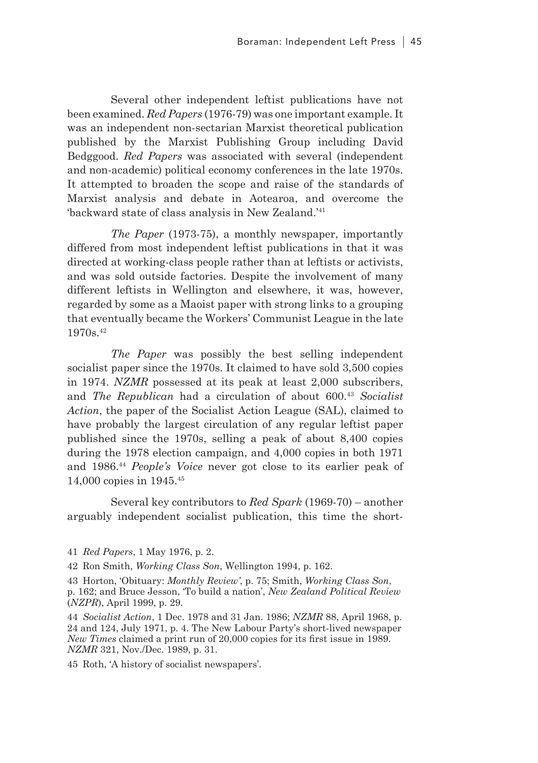Several other independent leftist publications have not been examined. *Red Papers* (1976-79) was one important example. It was an independent non-sectarian Marxist theoretical publication published by the Marxist Publishing Group including David Bedggood. *Red Papers* was associated with several (independent and non-academic) political economy conferences in the late 1970s. It attempted to broaden the scope and raise of the standards of Marxist analysis and debate in Aotearoa, and overcome the 'backward state of class analysis in New Zealand.'[41]

*The Paper* (1973-75), a monthly newspaper, importantly differed from most independent leftist publications in that it was directed at working-class people rather than at leftists or activists, and was sold outside factories. Despite the involvement of many different leftists in Wellington and elsewhere, it was, however, regarded by some as a Maoist paper with strong links to a grouping that eventually became the Workers' Communist League in the late 1970s.[42]

*The Paper* was possibly the best selling independent socialist paper since the 1970s. It claimed to have sold 3,500 copies in 1974. *NZMR* possessed at its peak at least 2,000 subscribers, and *The Republican* had a circulation of about 600.[43] *Socialist Action*, the paper of the Socialist Action League (SAL), claimed to have probably the largest circulation of any regular leftist paper published since the 1970s, selling a peak of about 8,400 copies during the 1978 election campaign, and 4,000 copies in both 1971 and 1986.[44] *People's Voice* never got close to its earlier peak of 14,000 copies in 1945.[45]

Several key contributors to *Red Spark* (1969-70) – another arguably independent socialist publication, this time the short-

41 *Red Papers*, 1 May 1976, p. 2.

42 Ron Smith, *Working Class Son*, Wellington 1994, p. 162.

43 Horton, 'Obituary: *Monthly Review*', p. 75; Smith, *Working Class Son*, p. 162; and Bruce Jesson, 'To build a nation', *New Zealand Political Review* (*NZPR*), April 1999, p. 29.

44 *Socialist Action*, 1 Dec. 1978 and 31 Jan. 1986; *NZMR* 88, April 1968, p. 24 and 124, July 1971, p. 4. The New Labour Party's short-lived newspaper *New Times* claimed a print run of 20,000 copies for its first issue in 1989. *NZMR* 321, Nov./Dec. 1989, p. 31.

45 Roth, 'A history of socialist newspapers'.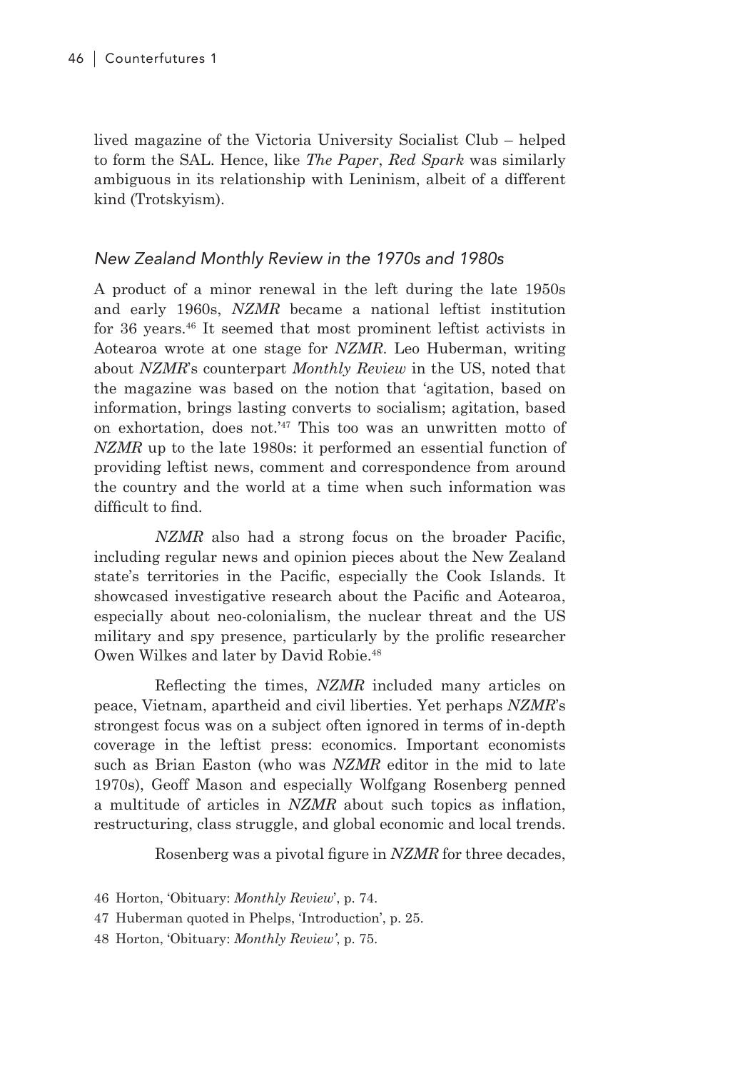lived magazine of the Victoria University Socialist Club – helped to form the SAL. Hence, like *The Paper*, *Red Spark* was similarly ambiguous in its relationship with Leninism, albeit of a different kind (Trotskyism).

## *New Zealand Monthly Review in the 1970s and 1980s*

A product of a minor renewal in the left during the late 1950s and early 1960s, *NZMR* became a national leftist institution for 36 years.[46] It seemed that most prominent leftist activists in Aotearoa wrote at one stage for *NZMR*. Leo Huberman, writing about *NZMR*'s counterpart *Monthly Review* in the US, noted that the magazine was based on the notion that 'agitation, based on information, brings lasting converts to socialism; agitation, based on exhortation, does not.'[47] This too was an unwritten motto of *NZMR* up to the late 1980s: it performed an essential function of providing leftist news, comment and correspondence from around the country and the world at a time when such information was difficult to find.

*NZMR* also had a strong focus on the broader Pacific, including regular news and opinion pieces about the New Zealand state's territories in the Pacific, especially the Cook Islands. It showcased investigative research about the Pacific and Aotearoa, especially about neo-colonialism, the nuclear threat and the US military and spy presence, particularly by the prolific researcher Owen Wilkes and later by David Robie.[48]

Reflecting the times, *NZMR* included many articles on peace, Vietnam, apartheid and civil liberties. Yet perhaps *NZMR*'s strongest focus was on a subject often ignored in terms of in-depth coverage in the leftist press: economics. Important economists such as Brian Easton (who was *NZMR* editor in the mid to late 1970s), Geoff Mason and especially Wolfgang Rosenberg penned a multitude of articles in *NZMR* about such topics as inflation, restructuring, class struggle, and global economic and local trends.

Rosenberg was a pivotal figure in *NZMR* for three decades,

46 Horton, 'Obituary: *Monthly Review*', p. 74.

47 Huberman quoted in Phelps, 'Introduction', p. 25.

48 Horton, 'Obituary: *Monthly Review'*, p. 75.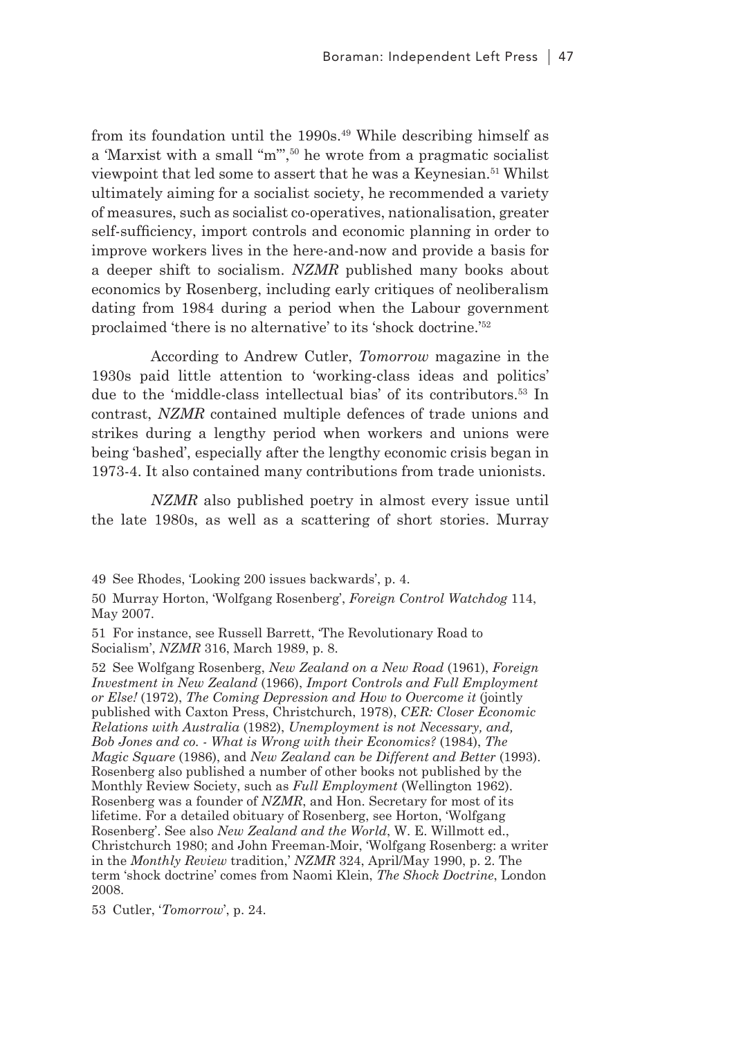from its foundation until the 1990s.[49] While describing himself as a 'Marxist with a small "m"',[50] he wrote from a pragmatic socialist viewpoint that led some to assert that he was a Keynesian.[51] Whilst ultimately aiming for a socialist society, he recommended a variety of measures, such as socialist co-operatives, nationalisation, greater self-sufficiency, import controls and economic planning in order to improve workers lives in the here-and-now and provide a basis for a deeper shift to socialism. *NZMR* published many books about economics by Rosenberg, including early critiques of neoliberalism dating from 1984 during a period when the Labour government proclaimed 'there is no alternative' to its 'shock doctrine.'[52]

According to Andrew Cutler, *Tomorrow* magazine in the 1930s paid little attention to 'working-class ideas and politics' due to the 'middle-class intellectual bias' of its contributors.[53] In contrast, *NZMR* contained multiple defences of trade unions and strikes during a lengthy period when workers and unions were being 'bashed', especially after the lengthy economic crisis began in 1973-4. It also contained many contributions from trade unionists.

*NZMR* also published poetry in almost every issue until the late 1980s, as well as a scattering of short stories. Murray

49 See Rhodes, 'Looking 200 issues backwards', p. 4.

50 Murray Horton, 'Wolfgang Rosenberg', *Foreign Control Watchdog* 114, May 2007.

51 For instance, see Russell Barrett, 'The Revolutionary Road to Socialism', *NZMR* 316, March 1989, p. 8.

52 See Wolfgang Rosenberg, *New Zealand on a New Road* (1961), *Foreign Investment in New Zealand* (1966), *Import Controls and Full Employment or Else!* (1972), *The Coming Depression and How to Overcome it* (jointly published with Caxton Press, Christchurch, 1978), *CER: Closer Economic Relations with Australia* (1982), *Unemployment is not Necessary, and, Bob Jones and co. - What is Wrong with their Economics?* (1984), *The Magic Square* (1986), and *New Zealand can be Different and Better* (1993). Rosenberg also published a number of other books not published by the Monthly Review Society, such as *Full Employment* (Wellington 1962). Rosenberg was a founder of *NZMR*, and Hon. Secretary for most of its lifetime. For a detailed obituary of Rosenberg, see Horton, 'Wolfgang Rosenberg'. See also *New Zealand and the World*, W. E. Willmott ed., Christchurch 1980; and John Freeman-Moir, 'Wolfgang Rosenberg: a writer in the *Monthly Review* tradition,' *NZMR* 324, April/May 1990, p. 2. The term 'shock doctrine' comes from Naomi Klein, *The Shock Doctrine*, London 2008.

53 Cutler, '*Tomorrow*', p. 24.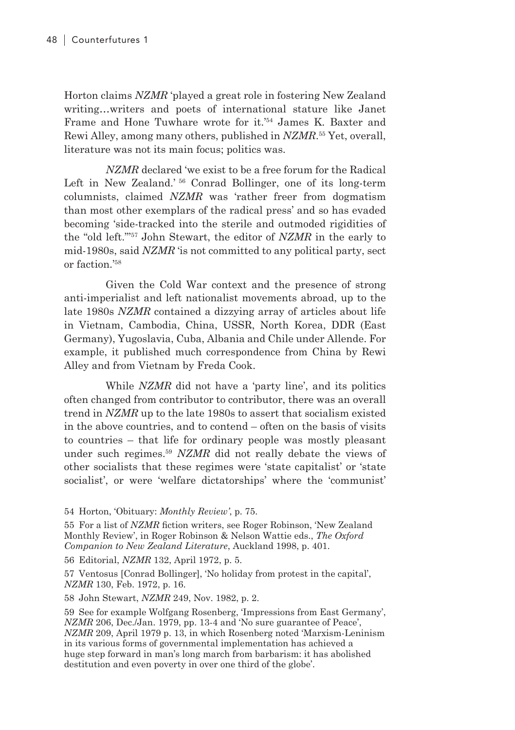Horton claims *NZMR* 'played a great role in fostering New Zealand writing…writers and poets of international stature like Janet Frame and Hone Tuwhare wrote for it.'[54] James K. Baxter and Rewi Alley, among many others, published in *NZMR*.[55] Yet, overall, literature was not its main focus; politics was.

*NZMR* declared 'we exist to be a free forum for the Radical Left in New Zealand.' [56] Conrad Bollinger, one of its long-term columnists, claimed *NZMR* was 'rather freer from dogmatism than most other exemplars of the radical press' and so has evaded becoming 'side-tracked into the sterile and outmoded rigidities of the "old left."'[57] John Stewart, the editor of *NZMR* in the early to mid-1980s, said *NZMR* 'is not committed to any political party, sect or faction.'[58]

Given the Cold War context and the presence of strong anti-imperialist and left nationalist movements abroad, up to the late 1980s *NZMR* contained a dizzying array of articles about life in Vietnam, Cambodia, China, USSR, North Korea, DDR (East Germany), Yugoslavia, Cuba, Albania and Chile under Allende. For example, it published much correspondence from China by Rewi Alley and from Vietnam by Freda Cook.

While *NZMR* did not have a 'party line', and its politics often changed from contributor to contributor, there was an overall trend in *NZMR* up to the late 1980s to assert that socialism existed in the above countries, and to contend – often on the basis of visits to countries – that life for ordinary people was mostly pleasant under such regimes.[59] *NZMR* did not really debate the views of other socialists that these regimes were 'state capitalist' or 'state socialist', or were 'welfare dictatorships' where the 'communist'

54 Horton, 'Obituary: *Monthly Review*', p. 75.

55 For a list of *NZMR* fiction writers, see Roger Robinson, 'New Zealand Monthly Review', in Roger Robinson & Nelson Wattie eds., *The Oxford Companion to New Zealand Literature*, Auckland 1998, p. 401.

56 Editorial, *NZMR* 132, April 1972, p. 5.

57 Ventosus [Conrad Bollinger], 'No holiday from protest in the capital', *NZMR* 130, Feb. 1972, p. 16.

58 John Stewart, *NZMR* 249, Nov. 1982, p. 2.

59 See for example Wolfgang Rosenberg, 'Impressions from East Germany', *NZMR* 206, Dec./Jan. 1979, pp. 13-4 and 'No sure guarantee of Peace', *NZMR* 209, April 1979 p. 13, in which Rosenberg noted 'Marxism-Leninism in its various forms of governmental implementation has achieved a huge step forward in man's long march from barbarism: it has abolished destitution and even poverty in over one third of the globe'.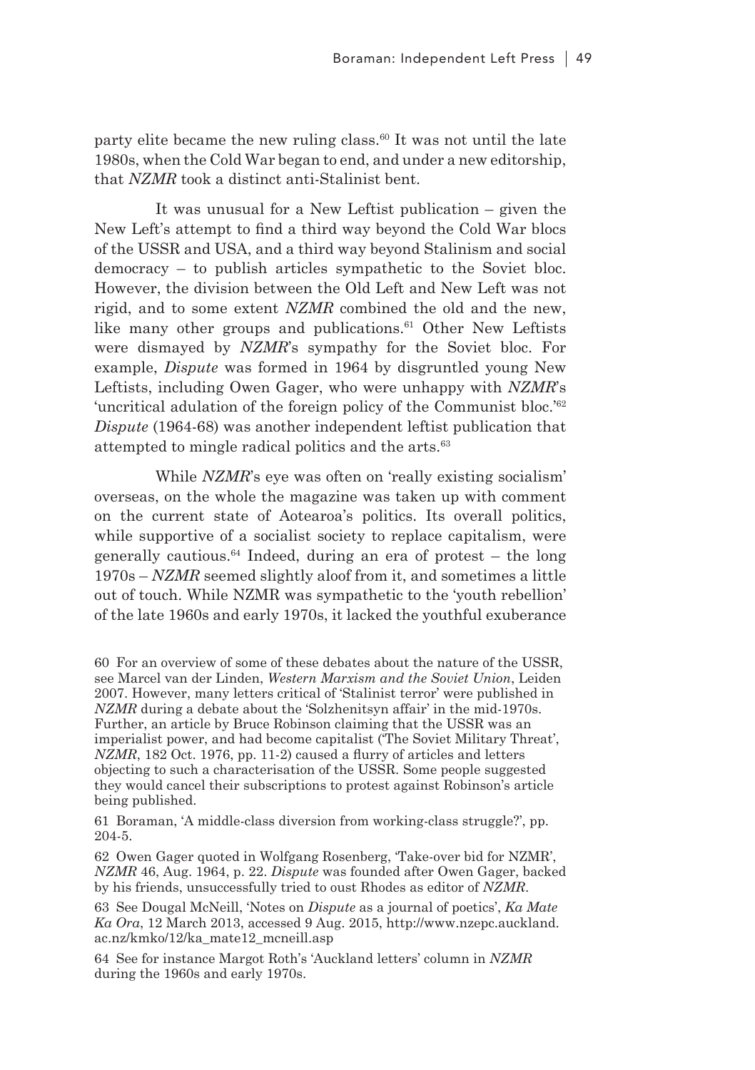party elite became the new ruling class.[60] It was not until the late 1980s, when the Cold War began to end, and under a new editorship, that *NZMR* took a distinct anti-Stalinist bent.

It was unusual for a New Leftist publication – given the New Left's attempt to find a third way beyond the Cold War blocs of the USSR and USA, and a third way beyond Stalinism and social democracy – to publish articles sympathetic to the Soviet bloc. However, the division between the Old Left and New Left was not rigid, and to some extent *NZMR* combined the old and the new, like many other groups and publications.[61] Other New Leftists were dismayed by *NZMR*'s sympathy for the Soviet bloc. For example, *Dispute* was formed in 1964 by disgruntled young New Leftists, including Owen Gager, who were unhappy with *NZMR*'s 'uncritical adulation of the foreign policy of the Communist bloc.'[62] *Dispute* (1964-68) was another independent leftist publication that attempted to mingle radical politics and the arts.[63]

While *NZMR*'s eye was often on 'really existing socialism' overseas, on the whole the magazine was taken up with comment on the current state of Aotearoa's politics. Its overall politics, while supportive of a socialist society to replace capitalism, were generally cautious.[64] Indeed, during an era of protest – the long 1970s – *NZMR* seemed slightly aloof from it, and sometimes a little out of touch. While NZMR was sympathetic to the 'youth rebellion' of the late 1960s and early 1970s, it lacked the youthful exuberance

60 For an overview of some of these debates about the nature of the USSR, see Marcel van der Linden, *Western Marxism and the Soviet Union*, Leiden 2007. However, many letters critical of 'Stalinist terror' were published in *NZMR* during a debate about the 'Solzhenitsyn affair' in the mid-1970s. Further, an article by Bruce Robinson claiming that the USSR was an imperialist power, and had become capitalist ('The Soviet Military Threat', *NZMR*, 182 Oct. 1976, pp. 11-2) caused a flurry of articles and letters objecting to such a characterisation of the USSR. Some people suggested they would cancel their subscriptions to protest against Robinson's article being published.

61 Boraman, 'A middle-class diversion from working-class struggle?', pp. 204-5.

62 Owen Gager quoted in Wolfgang Rosenberg, 'Take-over bid for NZMR', *NZMR* 46, Aug. 1964, p. 22. *Dispute* was founded after Owen Gager, backed by his friends, unsuccessfully tried to oust Rhodes as editor of *NZMR*.

63 See Dougal McNeill, 'Notes on *Dispute* as a journal of poetics', *Ka Mate Ka Ora*, 12 March 2013, accessed 9 Aug. 2015, http://www.nzepc.auckland.ac.nz/kmko/12/ka_mate12_mcneill.asp

64 See for instance Margot Roth's 'Auckland letters' column in *NZMR* during the 1960s and early 1970s.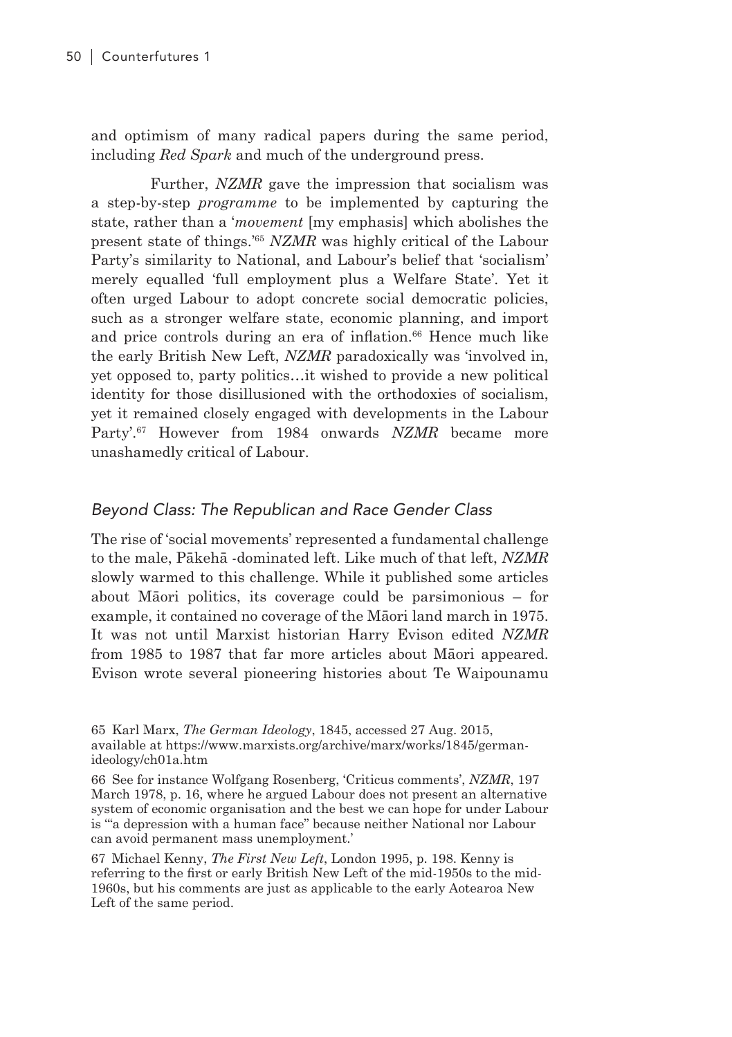and optimism of many radical papers during the same period, including *Red Spark* and much of the underground press.

Further, *NZMR* gave the impression that socialism was a step-by-step *programme* to be implemented by capturing the state, rather than a '*movement* [my emphasis] which abolishes the present state of things.'[65] *NZMR* was highly critical of the Labour Party's similarity to National, and Labour's belief that 'socialism' merely equalled 'full employment plus a Welfare State'. Yet it often urged Labour to adopt concrete social democratic policies, such as a stronger welfare state, economic planning, and import and price controls during an era of inflation.[66] Hence much like the early British New Left, *NZMR* paradoxically was 'involved in, yet opposed to, party politics…it wished to provide a new political identity for those disillusioned with the orthodoxies of socialism, yet it remained closely engaged with developments in the Labour Party'.[67] However from 1984 onwards *NZMR* became more unashamedly critical of Labour.

## *Beyond Class: The Republican and Race Gender Class*

The rise of 'social movements' represented a fundamental challenge to the male, Pākehā -dominated left. Like much of that left, *NZMR* slowly warmed to this challenge. While it published some articles about Māori politics, its coverage could be parsimonious – for example, it contained no coverage of the Māori land march in 1975. It was not until Marxist historian Harry Evison edited *NZMR* from 1985 to 1987 that far more articles about Māori appeared. Evison wrote several pioneering histories about Te Waipounamu

65 Karl Marx, *The German Ideology*, 1845, accessed 27 Aug. 2015, available at https://www.marxists.org/archive/marx/works/1845/german-ideology/ch01a.htm

66 See for instance Wolfgang Rosenberg, 'Criticus comments', *NZMR*, 197 March 1978, p. 16, where he argued Labour does not present an alternative system of economic organisation and the best we can hope for under Labour is '"a depression with a human face" because neither National nor Labour can avoid permanent mass unemployment.'

67 Michael Kenny, *The First New Left*, London 1995, p. 198. Kenny is referring to the first or early British New Left of the mid-1950s to the mid-1960s, but his comments are just as applicable to the early Aotearoa New Left of the same period.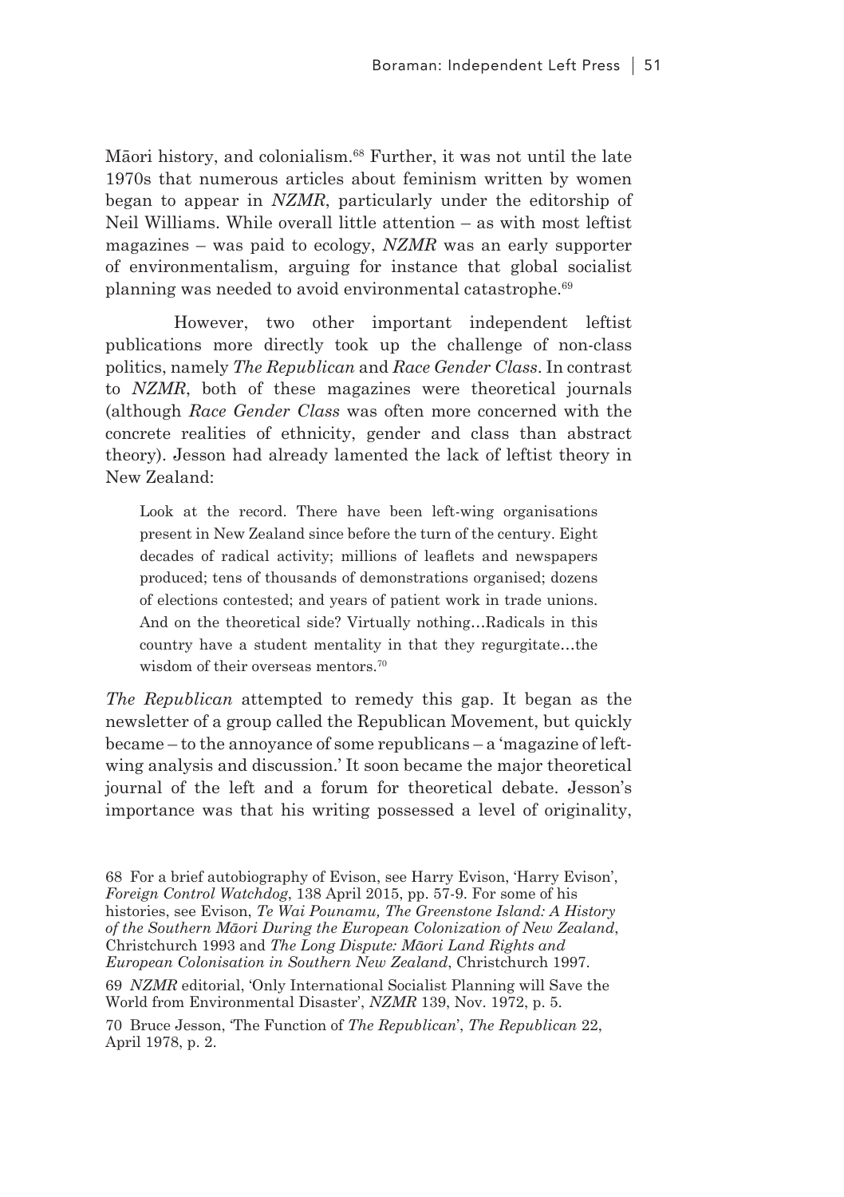Māori history, and colonialism.[68] Further, it was not until the late 1970s that numerous articles about feminism written by women began to appear in *NZMR*, particularly under the editorship of Neil Williams. While overall little attention – as with most leftist magazines – was paid to ecology, *NZMR* was an early supporter of environmentalism, arguing for instance that global socialist planning was needed to avoid environmental catastrophe.[69]

However, two other important independent leftist publications more directly took up the challenge of non-class politics, namely *The Republican* and *Race Gender Class*. In contrast to *NZMR*, both of these magazines were theoretical journals (although *Race Gender Class* was often more concerned with the concrete realities of ethnicity, gender and class than abstract theory). Jesson had already lamented the lack of leftist theory in New Zealand:

> Look at the record. There have been left-wing organisations present in New Zealand since before the turn of the century. Eight decades of radical activity; millions of leaflets and newspapers produced; tens of thousands of demonstrations organised; dozens of elections contested; and years of patient work in trade unions. And on the theoretical side? Virtually nothing…Radicals in this country have a student mentality in that they regurgitate…the wisdom of their overseas mentors.[70]

*The Republican* attempted to remedy this gap. It began as the newsletter of a group called the Republican Movement, but quickly became – to the annoyance of some republicans – a 'magazine of left-wing analysis and discussion.' It soon became the major theoretical journal of the left and a forum for theoretical debate. Jesson's importance was that his writing possessed a level of originality,

68 For a brief autobiography of Evison, see Harry Evison, 'Harry Evison', *Foreign Control Watchdog*, 138 April 2015, pp. 57-9. For some of his histories, see Evison, *Te Wai Pounamu, The Greenstone Island: A History of the Southern Māori During the European Colonization of New Zealand*, Christchurch 1993 and *The Long Dispute: Māori Land Rights and European Colonisation in Southern New Zealand*, Christchurch 1997.

69 *NZMR* editorial, 'Only International Socialist Planning will Save the World from Environmental Disaster', *NZMR* 139, Nov. 1972, p. 5.

70 Bruce Jesson, 'The Function of *The Republican*', *The Republican* 22, April 1978, p. 2.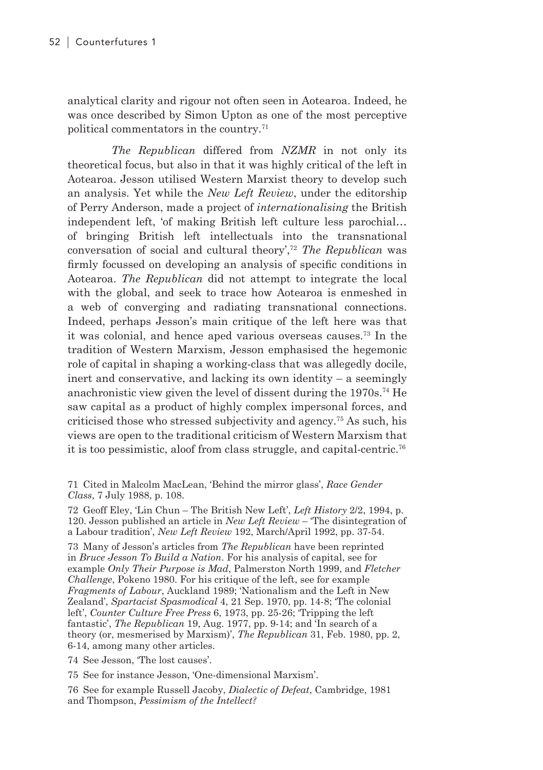analytical clarity and rigour not often seen in Aotearoa. Indeed, he was once described by Simon Upton as one of the most perceptive political commentators in the country.[71]

*The Republican* differed from *NZMR* in not only its theoretical focus, but also in that it was highly critical of the left in Aotearoa. Jesson utilised Western Marxist theory to develop such an analysis. Yet while the *New Left Review*, under the editorship of Perry Anderson, made a project of *internationalising* the British independent left, 'of making British left culture less parochial… of bringing British left intellectuals into the transnational conversation of social and cultural theory',[72] *The Republican* was firmly focussed on developing an analysis of specific conditions in Aotearoa. *The Republican* did not attempt to integrate the local with the global, and seek to trace how Aotearoa is enmeshed in a web of converging and radiating transnational connections. Indeed, perhaps Jesson's main critique of the left here was that it was colonial, and hence aped various overseas causes.[73] In the tradition of Western Marxism, Jesson emphasised the hegemonic role of capital in shaping a working-class that was allegedly docile, inert and conservative, and lacking its own identity – a seemingly anachronistic view given the level of dissent during the 1970s.[74] He saw capital as a product of highly complex impersonal forces, and criticised those who stressed subjectivity and agency.[75] As such, his views are open to the traditional criticism of Western Marxism that it is too pessimistic, aloof from class struggle, and capital-centric.[76]

71 Cited in Malcolm MacLean, 'Behind the mirror glass', *Race Gender Class*, 7 July 1988, p. 108.

72 Geoff Eley, 'Lin Chun – The British New Left', *Left History* 2/2, 1994, p. 120. Jesson published an article in *New Left Review* – 'The disintegration of a Labour tradition', *New Left Review* 192, March/April 1992, pp. 37-54.

73 Many of Jesson's articles from *The Republican* have been reprinted in *Bruce Jesson To Build a Nation*. For his analysis of capital, see for example *Only Their Purpose is Mad*, Palmerston North 1999, and *Fletcher Challenge*, Pokeno 1980. For his critique of the left, see for example *Fragments of Labour*, Auckland 1989; 'Nationalism and the Left in New Zealand', *Spartacist Spasmodical* 4, 21 Sep. 1970, pp. 14-8; 'The colonial left', *Counter Culture Free Press* 6, 1973, pp. 25-26; 'Tripping the left fantastic', *The Republican* 19, Aug. 1977, pp. 9-14; and 'In search of a theory (or, mesmerised by Marxism)', *The Republican* 31, Feb. 1980, pp. 2, 6-14, among many other articles.

74 See Jesson, 'The lost causes'.

75 See for instance Jesson, 'One-dimensional Marxism'.

76 See for example Russell Jacoby, *Dialectic of Defeat*, Cambridge, 1981 and Thompson, *Pessimism of the Intellect?*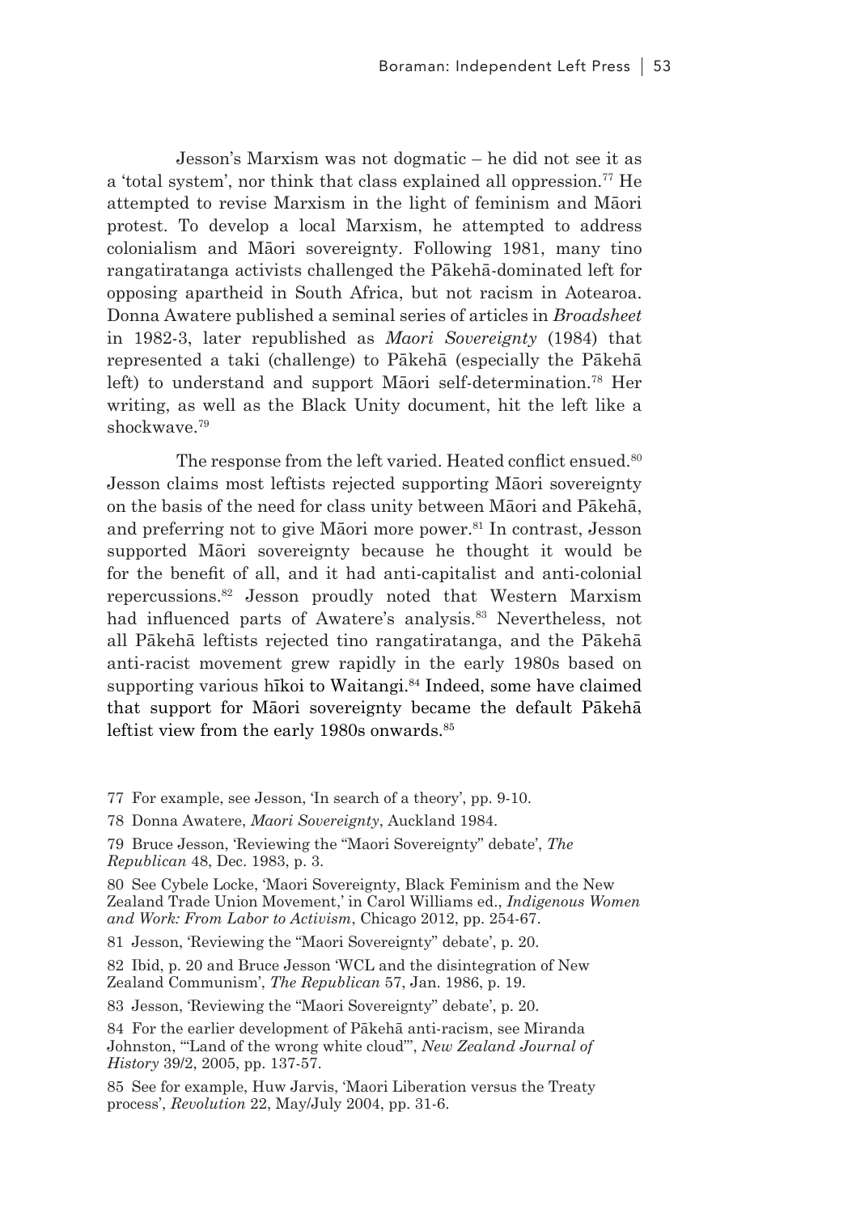Jesson's Marxism was not dogmatic – he did not see it as a 'total system', nor think that class explained all oppression.[77] He attempted to revise Marxism in the light of feminism and Māori protest. To develop a local Marxism, he attempted to address colonialism and Māori sovereignty. Following 1981, many tino rangatiratanga activists challenged the Pākehā-dominated left for opposing apartheid in South Africa, but not racism in Aotearoa. Donna Awatere published a seminal series of articles in *Broadsheet* in 1982-3, later republished as *Maori Sovereignty* (1984) that represented a taki (challenge) to Pākehā (especially the Pākehā left) to understand and support Māori self-determination.[78] Her writing, as well as the Black Unity document, hit the left like a shockwave.[79]

The response from the left varied. Heated conflict ensued.[80] Jesson claims most leftists rejected supporting Māori sovereignty on the basis of the need for class unity between Māori and Pākehā, and preferring not to give Māori more power.[81] In contrast, Jesson supported Māori sovereignty because he thought it would be for the benefit of all, and it had anti-capitalist and anti-colonial repercussions.[82] Jesson proudly noted that Western Marxism had influenced parts of Awatere's analysis.[83] Nevertheless, not all Pākehā leftists rejected tino rangatiratanga, and the Pākehā anti-racist movement grew rapidly in the early 1980s based on supporting various hīkoi to Waitangi.[84] Indeed, some have claimed that support for Māori sovereignty became the default Pākehā leftist view from the early 1980s onwards.[85]

77 For example, see Jesson, 'In search of a theory', pp. 9-10.

78 Donna Awatere, *Maori Sovereignty*, Auckland 1984.

79 Bruce Jesson, 'Reviewing the "Maori Sovereignty" debate', *The Republican* 48, Dec. 1983, p. 3.

80 See Cybele Locke, 'Maori Sovereignty, Black Feminism and the New Zealand Trade Union Movement,' in Carol Williams ed., *Indigenous Women and Work: From Labor to Activism*, Chicago 2012, pp. 254-67.

81 Jesson, 'Reviewing the "Maori Sovereignty" debate', p. 20.

82 Ibid, p. 20 and Bruce Jesson 'WCL and the disintegration of New Zealand Communism', *The Republican* 57, Jan. 1986, p. 19.

83 Jesson, 'Reviewing the "Maori Sovereignty" debate', p. 20.

84 For the earlier development of Pākehā anti-racism, see Miranda Johnston, '"Land of the wrong white cloud"', *New Zealand Journal of History* 39/2, 2005, pp. 137-57.

85 See for example, Huw Jarvis, 'Maori Liberation versus the Treaty process', *Revolution* 22, May/July 2004, pp. 31-6.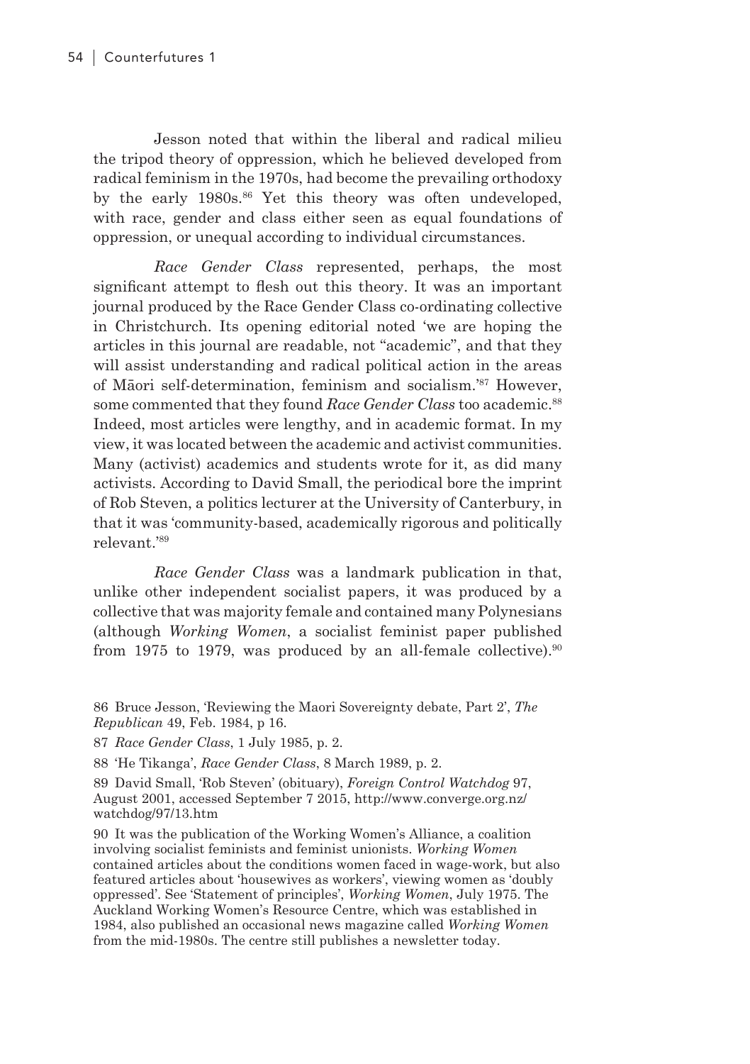Jesson noted that within the liberal and radical milieu the tripod theory of oppression, which he believed developed from radical feminism in the 1970s, had become the prevailing orthodoxy by the early 1980s.[86] Yet this theory was often undeveloped, with race, gender and class either seen as equal foundations of oppression, or unequal according to individual circumstances.

*Race Gender Class* represented, perhaps, the most significant attempt to flesh out this theory. It was an important journal produced by the Race Gender Class co-ordinating collective in Christchurch. Its opening editorial noted 'we are hoping the articles in this journal are readable, not "academic", and that they will assist understanding and radical political action in the areas of Māori self-determination, feminism and socialism.'[87] However, some commented that they found *Race Gender Class* too academic.[88] Indeed, most articles were lengthy, and in academic format. In my view, it was located between the academic and activist communities. Many (activist) academics and students wrote for it, as did many activists. According to David Small, the periodical bore the imprint of Rob Steven, a politics lecturer at the University of Canterbury, in that it was 'community-based, academically rigorous and politically relevant.'[89]

*Race Gender Class* was a landmark publication in that, unlike other independent socialist papers, it was produced by a collective that was majority female and contained many Polynesians (although *Working Women*, a socialist feminist paper published from 1975 to 1979, was produced by an all-female collective).[90]

86 Bruce Jesson, 'Reviewing the Maori Sovereignty debate, Part 2', *The Republican* 49, Feb. 1984, p 16.

87 *Race Gender Class*, 1 July 1985, p. 2.

88 'He Tikanga', *Race Gender Class*, 8 March 1989, p. 2.

89 David Small, 'Rob Steven' (obituary), *Foreign Control Watchdog* 97, August 2001, accessed September 7 2015, http://www.converge.org.nz/watchdog/97/13.htm

90 It was the publication of the Working Women's Alliance, a coalition involving socialist feminists and feminist unionists. *Working Women* contained articles about the conditions women faced in wage-work, but also featured articles about 'housewives as workers', viewing women as 'doubly oppressed'. See 'Statement of principles', *Working Women*, July 1975. The Auckland Working Women's Resource Centre, which was established in 1984, also published an occasional news magazine called *Working Women* from the mid-1980s. The centre still publishes a newsletter today.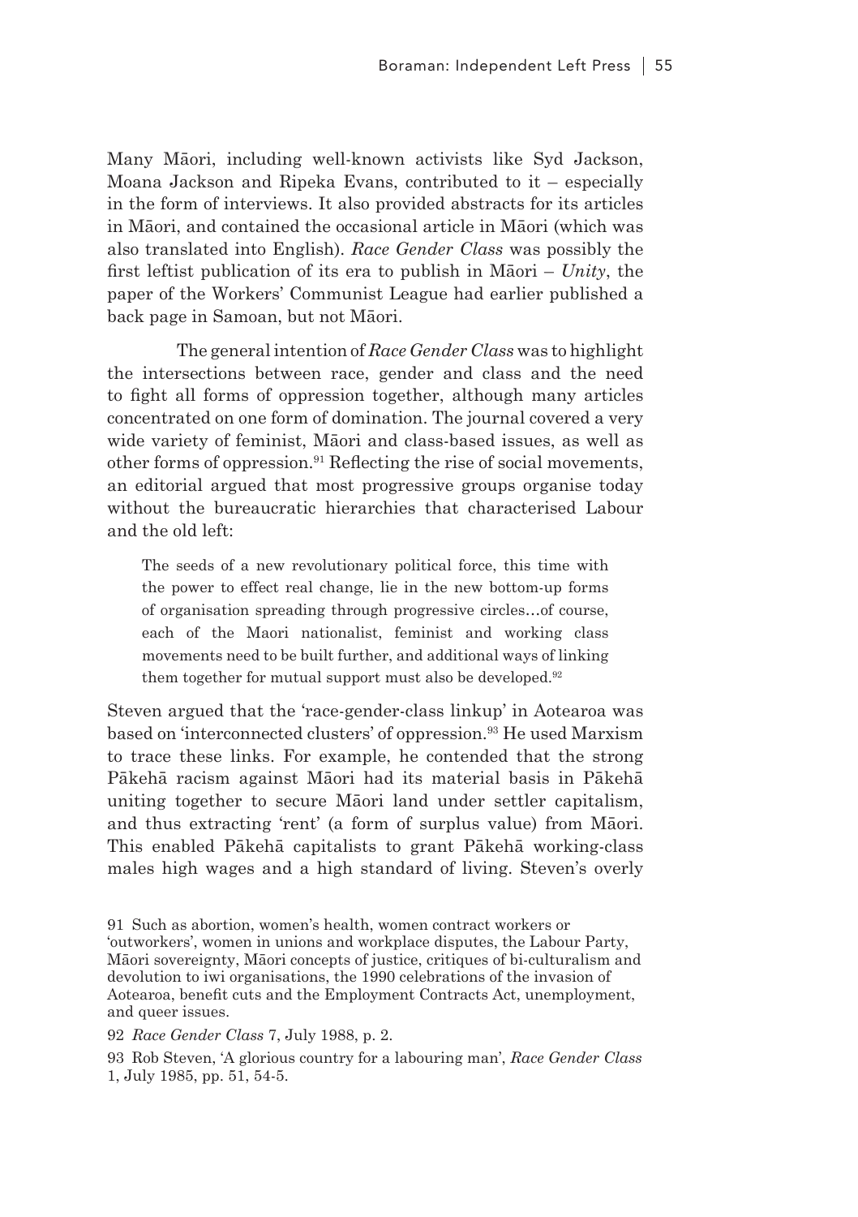Many Māori, including well-known activists like Syd Jackson, Moana Jackson and Ripeka Evans, contributed to it – especially in the form of interviews. It also provided abstracts for its articles in Māori, and contained the occasional article in Māori (which was also translated into English). *Race Gender Class* was possibly the first leftist publication of its era to publish in Māori – *Unity*, the paper of the Workers' Communist League had earlier published a back page in Samoan, but not Māori.

The general intention of *Race Gender Class* was to highlight the intersections between race, gender and class and the need to fight all forms of oppression together, although many articles concentrated on one form of domination. The journal covered a very wide variety of feminist, Māori and class-based issues, as well as other forms of oppression.[91] Reflecting the rise of social movements, an editorial argued that most progressive groups organise today without the bureaucratic hierarchies that characterised Labour and the old left:

> The seeds of a new revolutionary political force, this time with the power to effect real change, lie in the new bottom-up forms of organisation spreading through progressive circles…of course, each of the Maori nationalist, feminist and working class movements need to be built further, and additional ways of linking them together for mutual support must also be developed.[92]

Steven argued that the 'race-gender-class linkup' in Aotearoa was based on 'interconnected clusters' of oppression.[93] He used Marxism to trace these links. For example, he contended that the strong Pākehā racism against Māori had its material basis in Pākehā uniting together to secure Māori land under settler capitalism, and thus extracting 'rent' (a form of surplus value) from Māori. This enabled Pākehā capitalists to grant Pākehā working-class males high wages and a high standard of living. Steven's overly

91 Such as abortion, women's health, women contract workers or 'outworkers', women in unions and workplace disputes, the Labour Party, Māori sovereignty, Māori concepts of justice, critiques of bi-culturalism and devolution to iwi organisations, the 1990 celebrations of the invasion of Aotearoa, benefit cuts and the Employment Contracts Act, unemployment, and queer issues.

92 *Race Gender Class* 7, July 1988, p. 2.

93 Rob Steven, 'A glorious country for a labouring man', *Race Gender Class* 1, July 1985, pp. 51, 54-5.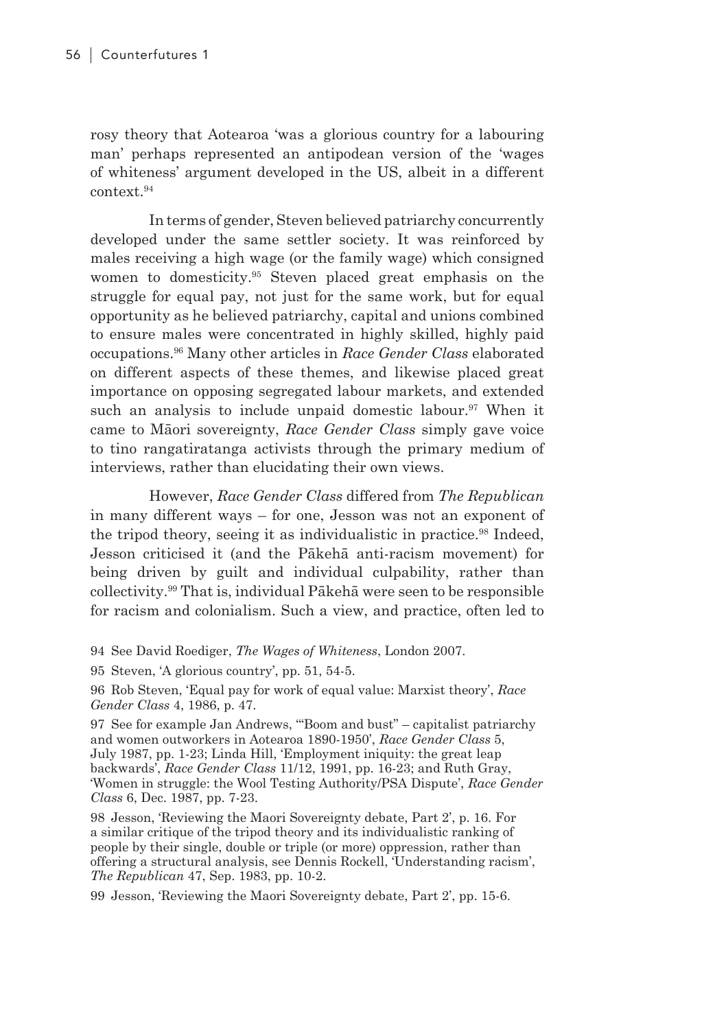rosy theory that Aotearoa 'was a glorious country for a labouring man' perhaps represented an antipodean version of the 'wages of whiteness' argument developed in the US, albeit in a different context.[94]

In terms of gender, Steven believed patriarchy concurrently developed under the same settler society. It was reinforced by males receiving a high wage (or the family wage) which consigned women to domesticity.[95] Steven placed great emphasis on the struggle for equal pay, not just for the same work, but for equal opportunity as he believed patriarchy, capital and unions combined to ensure males were concentrated in highly skilled, highly paid occupations.[96] Many other articles in *Race Gender Class* elaborated on different aspects of these themes, and likewise placed great importance on opposing segregated labour markets, and extended such an analysis to include unpaid domestic labour.[97] When it came to Māori sovereignty, *Race Gender Class* simply gave voice to tino rangatiratanga activists through the primary medium of interviews, rather than elucidating their own views.

However, *Race Gender Class* differed from *The Republican* in many different ways – for one, Jesson was not an exponent of the tripod theory, seeing it as individualistic in practice.[98] Indeed, Jesson criticised it (and the Pākehā anti-racism movement) for being driven by guilt and individual culpability, rather than collectivity.[99] That is, individual Pākehā were seen to be responsible for racism and colonialism. Such a view, and practice, often led to

94 See David Roediger, *The Wages of Whiteness*, London 2007.

95 Steven, 'A glorious country', pp. 51, 54-5.

96 Rob Steven, 'Equal pay for work of equal value: Marxist theory', *Race Gender Class* 4, 1986, p. 47.

97 See for example Jan Andrews, '"Boom and bust" – capitalist patriarchy and women outworkers in Aotearoa 1890-1950', *Race Gender Class* 5, July 1987, pp. 1-23; Linda Hill, 'Employment iniquity: the great leap backwards', *Race Gender Class* 11/12, 1991, pp. 16-23; and Ruth Gray, 'Women in struggle: the Wool Testing Authority/PSA Dispute', *Race Gender Class* 6, Dec. 1987, pp. 7-23.

98 Jesson, 'Reviewing the Maori Sovereignty debate, Part 2', p. 16. For a similar critique of the tripod theory and its individualistic ranking of people by their single, double or triple (or more) oppression, rather than offering a structural analysis, see Dennis Rockell, 'Understanding racism', *The Republican* 47, Sep. 1983, pp. 10-2.

99 Jesson, 'Reviewing the Maori Sovereignty debate, Part 2', pp. 15-6.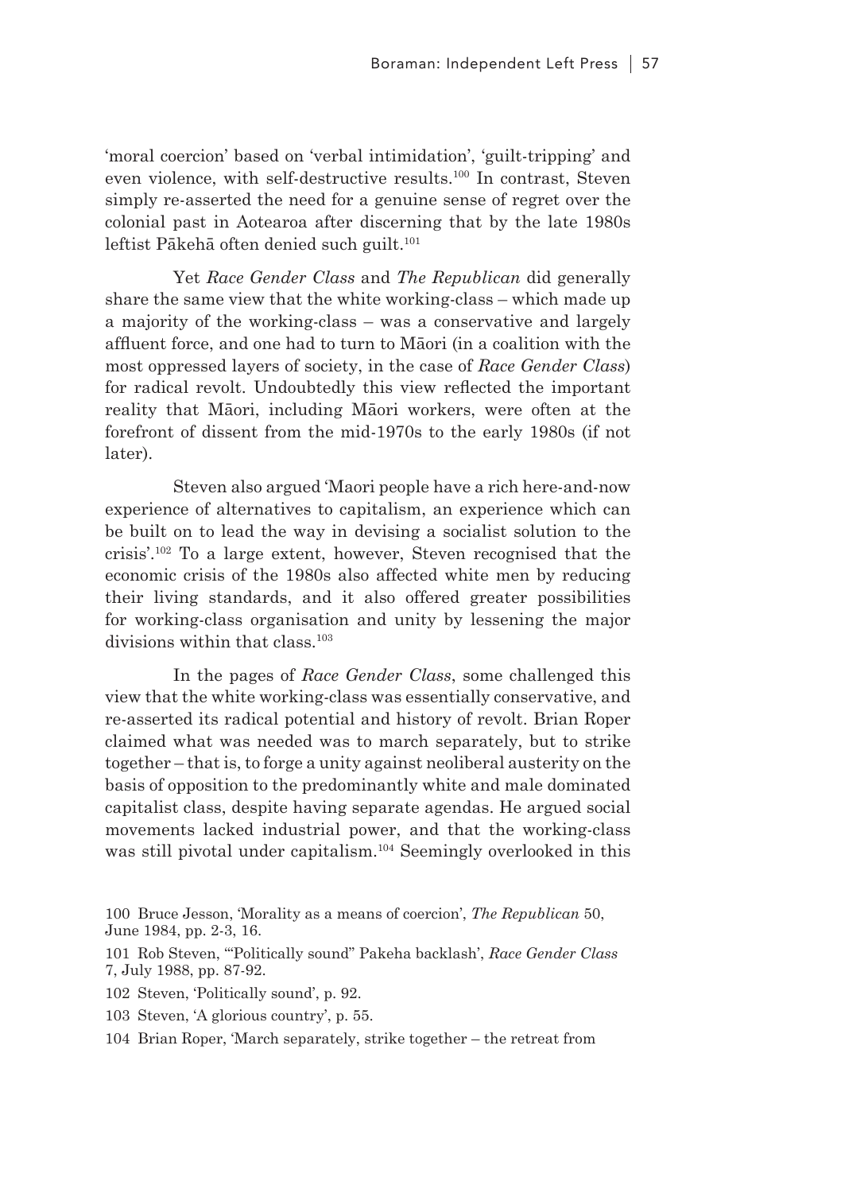'moral coercion' based on 'verbal intimidation', 'guilt-tripping' and even violence, with self-destructive results.[100] In contrast, Steven simply re-asserted the need for a genuine sense of regret over the colonial past in Aotearoa after discerning that by the late 1980s leftist Pākehā often denied such guilt.[101]

Yet *Race Gender Class* and *The Republican* did generally share the same view that the white working-class – which made up a majority of the working-class – was a conservative and largely affluent force, and one had to turn to Māori (in a coalition with the most oppressed layers of society, in the case of *Race Gender Class*) for radical revolt. Undoubtedly this view reflected the important reality that Māori, including Māori workers, were often at the forefront of dissent from the mid-1970s to the early 1980s (if not later).

Steven also argued 'Maori people have a rich here-and-now experience of alternatives to capitalism, an experience which can be built on to lead the way in devising a socialist solution to the crisis'.[102] To a large extent, however, Steven recognised that the economic crisis of the 1980s also affected white men by reducing their living standards, and it also offered greater possibilities for working-class organisation and unity by lessening the major divisions within that class.[103]

In the pages of *Race Gender Class*, some challenged this view that the white working-class was essentially conservative, and re-asserted its radical potential and history of revolt. Brian Roper claimed what was needed was to march separately, but to strike together – that is, to forge a unity against neoliberal austerity on the basis of opposition to the predominantly white and male dominated capitalist class, despite having separate agendas. He argued social movements lacked industrial power, and that the working-class was still pivotal under capitalism.[104] Seemingly overlooked in this

100 Bruce Jesson, 'Morality as a means of coercion', *The Republican* 50, June 1984, pp. 2-3, 16.

101 Rob Steven, '"Politically sound" Pakeha backlash', *Race Gender Class* 7, July 1988, pp. 87-92.

102 Steven, 'Politically sound', p. 92.

103 Steven, 'A glorious country', p. 55.

104 Brian Roper, 'March separately, strike together – the retreat from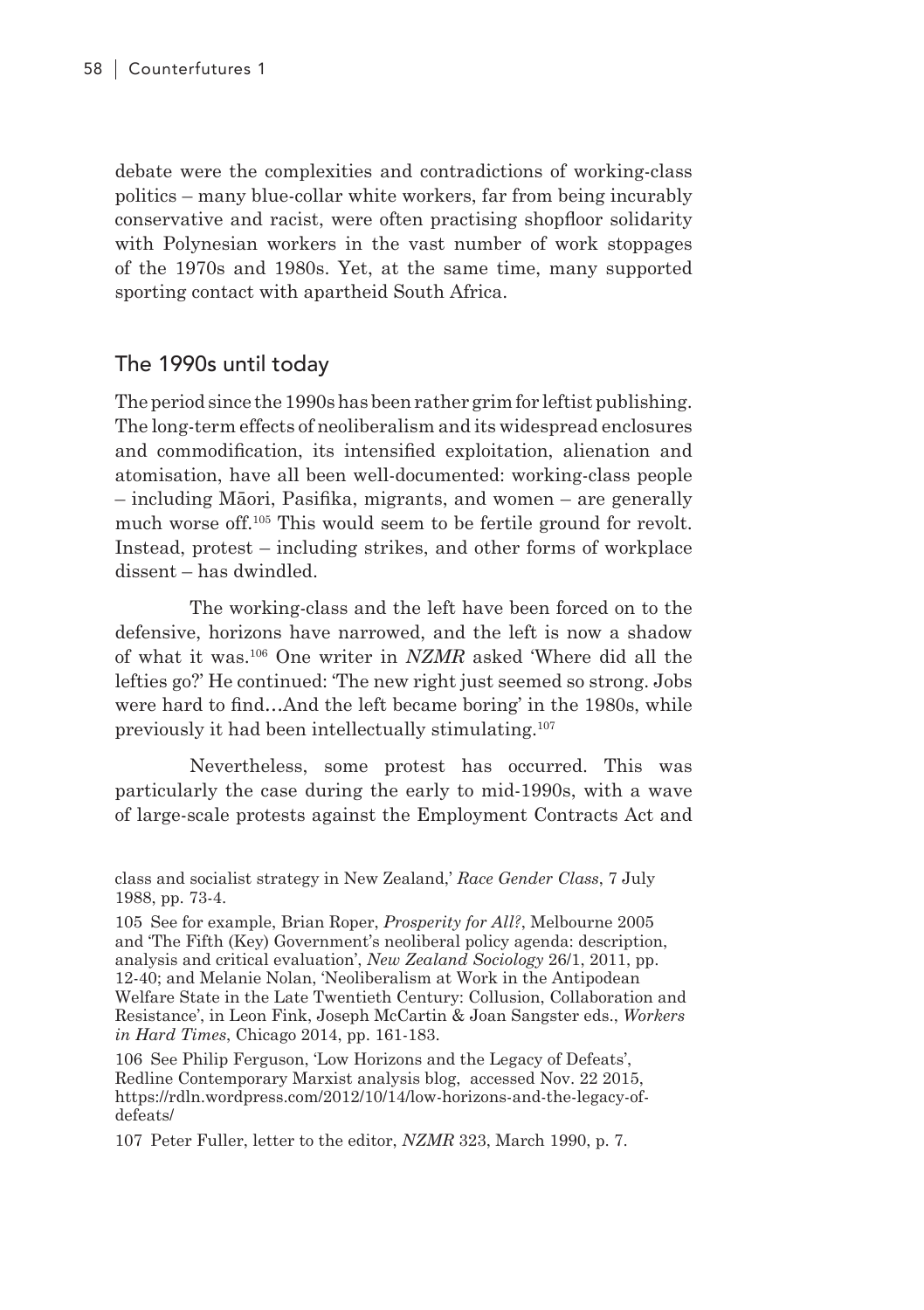debate were the complexities and contradictions of working-class politics – many blue-collar white workers, far from being incurably conservative and racist, were often practising shopfloor solidarity with Polynesian workers in the vast number of work stoppages of the 1970s and 1980s. Yet, at the same time, many supported sporting contact with apartheid South Africa.

## The 1990s until today

The period since the 1990s has been rather grim for leftist publishing. The long-term effects of neoliberalism and its widespread enclosures and commodification, its intensified exploitation, alienation and atomisation, have all been well-documented: working-class people – including Māori, Pasifika, migrants, and women – are generally much worse off.[105] This would seem to be fertile ground for revolt. Instead, protest – including strikes, and other forms of workplace dissent – has dwindled.

The working-class and the left have been forced on to the defensive, horizons have narrowed, and the left is now a shadow of what it was.[106] One writer in *NZMR* asked 'Where did all the lefties go?' He continued: 'The new right just seemed so strong. Jobs were hard to find…And the left became boring' in the 1980s, while previously it had been intellectually stimulating.[107]

Nevertheless, some protest has occurred. This was particularly the case during the early to mid-1990s, with a wave of large-scale protests against the Employment Contracts Act and

class and socialist strategy in New Zealand,' *Race Gender Class*, 7 July 1988, pp. 73-4.

105 See for example, Brian Roper, *Prosperity for All?*, Melbourne 2005 and 'The Fifth (Key) Government's neoliberal policy agenda: description, analysis and critical evaluation', *New Zealand Sociology* 26/1, 2011, pp. 12-40; and Melanie Nolan, 'Neoliberalism at Work in the Antipodean Welfare State in the Late Twentieth Century: Collusion, Collaboration and Resistance', in Leon Fink, Joseph McCartin & Joan Sangster eds., *Workers in Hard Times*, Chicago 2014, pp. 161-183.

106 See Philip Ferguson, 'Low Horizons and the Legacy of Defeats', Redline Contemporary Marxist analysis blog, accessed Nov. 22 2015, https://rdln.wordpress.com/2012/10/14/low-horizons-and-the-legacy-of-defeats/

107 Peter Fuller, letter to the editor, *NZMR* 323, March 1990, p. 7.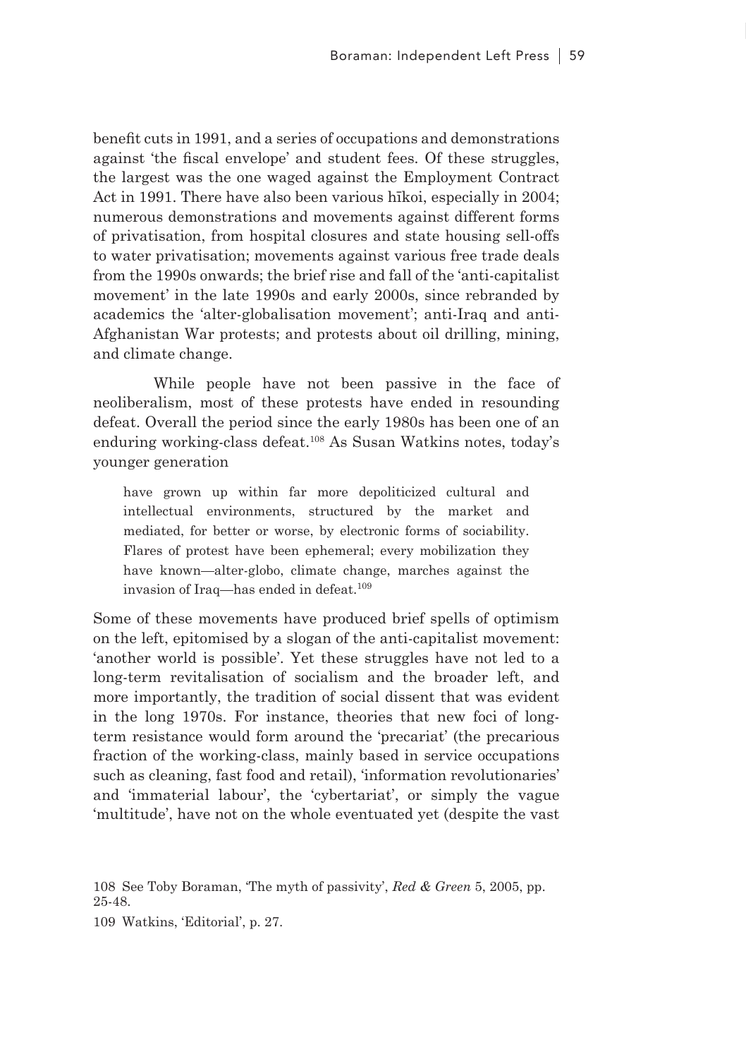benefit cuts in 1991, and a series of occupations and demonstrations against 'the fiscal envelope' and student fees. Of these struggles, the largest was the one waged against the Employment Contract Act in 1991. There have also been various hīkoi, especially in 2004; numerous demonstrations and movements against different forms of privatisation, from hospital closures and state housing sell-offs to water privatisation; movements against various free trade deals from the 1990s onwards; the brief rise and fall of the 'anti-capitalist movement' in the late 1990s and early 2000s, since rebranded by academics the 'alter-globalisation movement'; anti-Iraq and anti-Afghanistan War protests; and protests about oil drilling, mining, and climate change.

While people have not been passive in the face of neoliberalism, most of these protests have ended in resounding defeat. Overall the period since the early 1980s has been one of an enduring working-class defeat.[108] As Susan Watkins notes, today's younger generation

> have grown up within far more depoliticized cultural and intellectual environments, structured by the market and mediated, for better or worse, by electronic forms of sociability. Flares of protest have been ephemeral; every mobilization they have known—alter-globo, climate change, marches against the invasion of Iraq—has ended in defeat.[109]

Some of these movements have produced brief spells of optimism on the left, epitomised by a slogan of the anti-capitalist movement: 'another world is possible'. Yet these struggles have not led to a long-term revitalisation of socialism and the broader left, and more importantly, the tradition of social dissent that was evident in the long 1970s. For instance, theories that new foci of long-term resistance would form around the 'precariat' (the precarious fraction of the working-class, mainly based in service occupations such as cleaning, fast food and retail), 'information revolutionaries' and 'immaterial labour', the 'cybertariat', or simply the vague 'multitude', have not on the whole eventuated yet (despite the vast

108 See Toby Boraman, 'The myth of passivity', *Red & Green* 5, 2005, pp. 25-48.

109 Watkins, 'Editorial', p. 27.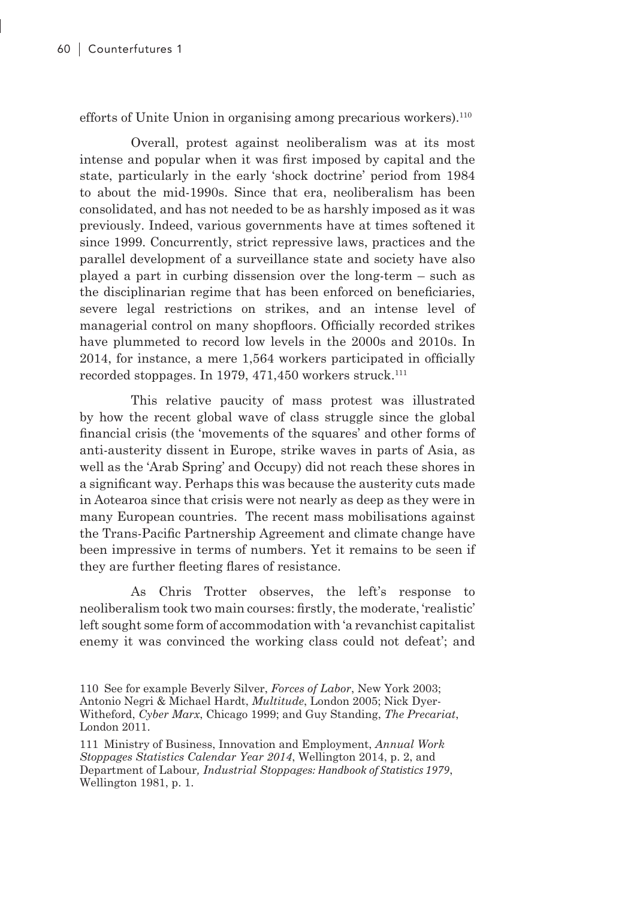efforts of Unite Union in organising among precarious workers).[110]

Overall, protest against neoliberalism was at its most intense and popular when it was first imposed by capital and the state, particularly in the early 'shock doctrine' period from 1984 to about the mid-1990s. Since that era, neoliberalism has been consolidated, and has not needed to be as harshly imposed as it was previously. Indeed, various governments have at times softened it since 1999. Concurrently, strict repressive laws, practices and the parallel development of a surveillance state and society have also played a part in curbing dissension over the long-term – such as the disciplinarian regime that has been enforced on beneficiaries, severe legal restrictions on strikes, and an intense level of managerial control on many shopfloors. Officially recorded strikes have plummeted to record low levels in the 2000s and 2010s. In 2014, for instance, a mere 1,564 workers participated in officially recorded stoppages. In 1979, 471,450 workers struck.[111]

This relative paucity of mass protest was illustrated by how the recent global wave of class struggle since the global financial crisis (the 'movements of the squares' and other forms of anti-austerity dissent in Europe, strike waves in parts of Asia, as well as the 'Arab Spring' and Occupy) did not reach these shores in a significant way. Perhaps this was because the austerity cuts made in Aotearoa since that crisis were not nearly as deep as they were in many European countries. The recent mass mobilisations against the Trans-Pacific Partnership Agreement and climate change have been impressive in terms of numbers. Yet it remains to be seen if they are further fleeting flares of resistance.

As Chris Trotter observes, the left's response to neoliberalism took two main courses: firstly, the moderate, 'realistic' left sought some form of accommodation with 'a revanchist capitalist enemy it was convinced the working class could not defeat'; and

---

110 See for example Beverly Silver, *Forces of Labor*, New York 2003; Antonio Negri & Michael Hardt, *Multitude*, London 2005; Nick Dyer-Witheford, *Cyber Marx*, Chicago 1999; and Guy Standing, *The Precariat*, London 2011.

111 Ministry of Business, Innovation and Employment, *Annual Work Stoppages Statistics Calendar Year 2014*, Wellington 2014, p. 2, and Department of Labour*, Industrial Stoppages: Handbook of Statistics 1979*, Wellington 1981, p. 1.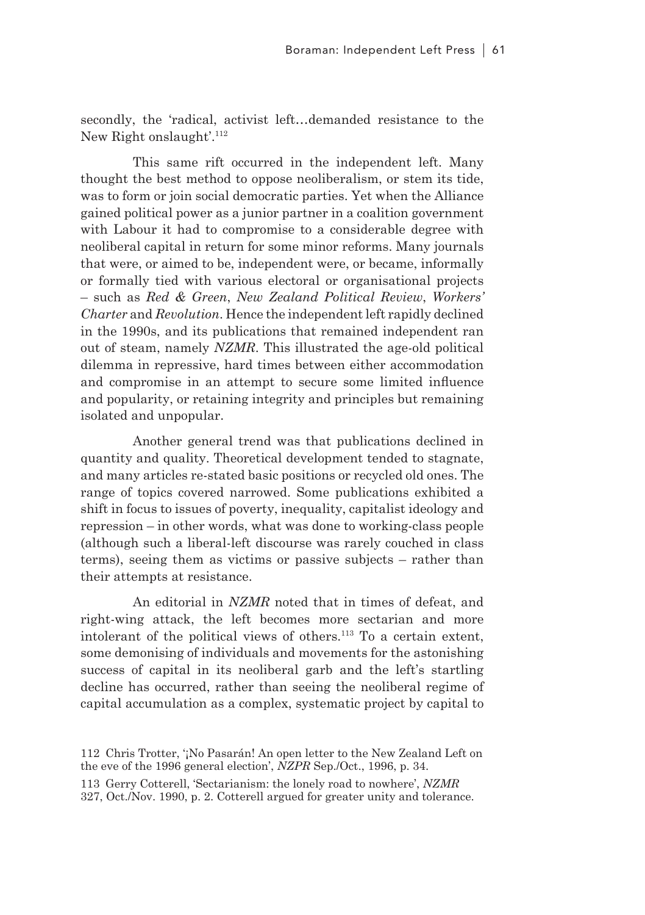secondly, the 'radical, activist left…demanded resistance to the New Right onslaught'.[112]

This same rift occurred in the independent left. Many thought the best method to oppose neoliberalism, or stem its tide, was to form or join social democratic parties. Yet when the Alliance gained political power as a junior partner in a coalition government with Labour it had to compromise to a considerable degree with neoliberal capital in return for some minor reforms. Many journals that were, or aimed to be, independent were, or became, informally or formally tied with various electoral or organisational projects – such as *Red & Green*, *New Zealand Political Review*, *Workers' Charter* and *Revolution*. Hence the independent left rapidly declined in the 1990s, and its publications that remained independent ran out of steam, namely *NZMR*. This illustrated the age-old political dilemma in repressive, hard times between either accommodation and compromise in an attempt to secure some limited influence and popularity, or retaining integrity and principles but remaining isolated and unpopular.

Another general trend was that publications declined in quantity and quality. Theoretical development tended to stagnate, and many articles re-stated basic positions or recycled old ones. The range of topics covered narrowed. Some publications exhibited a shift in focus to issues of poverty, inequality, capitalist ideology and repression – in other words, what was done to working-class people (although such a liberal-left discourse was rarely couched in class terms), seeing them as victims or passive subjects – rather than their attempts at resistance.

An editorial in *NZMR* noted that in times of defeat, and right-wing attack, the left becomes more sectarian and more intolerant of the political views of others.[113] To a certain extent, some demonising of individuals and movements for the astonishing success of capital in its neoliberal garb and the left's startling decline has occurred, rather than seeing the neoliberal regime of capital accumulation as a complex, systematic project by capital to

112 Chris Trotter, '¡No Pasarán! An open letter to the New Zealand Left on the eve of the 1996 general election', *NZPR* Sep./Oct., 1996, p. 34.

113 Gerry Cotterell, 'Sectarianism: the lonely road to nowhere', *NZMR* 327, Oct./Nov. 1990, p. 2. Cotterell argued for greater unity and tolerance.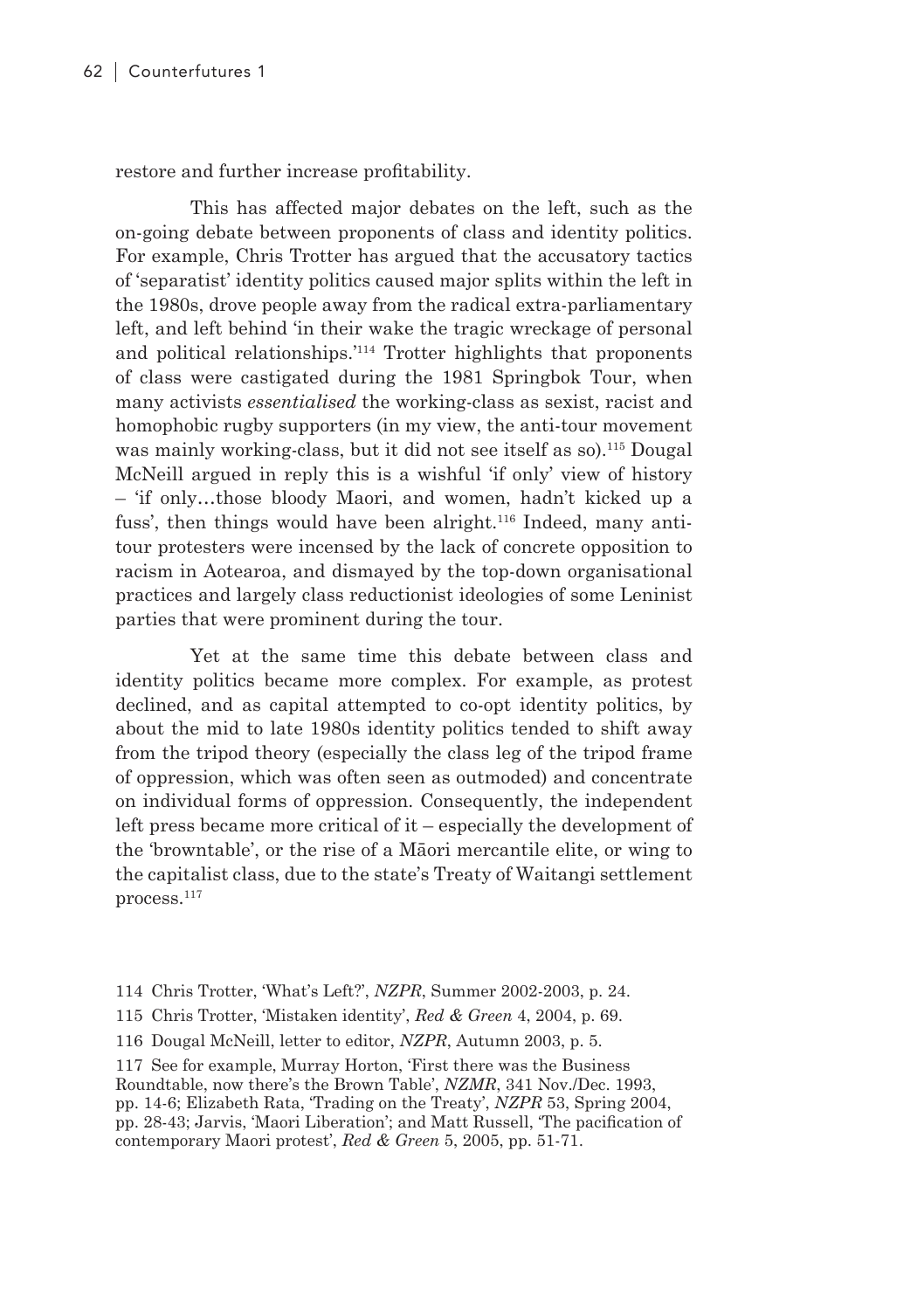restore and further increase profitability.

This has affected major debates on the left, such as the on-going debate between proponents of class and identity politics. For example, Chris Trotter has argued that the accusatory tactics of 'separatist' identity politics caused major splits within the left in the 1980s, drove people away from the radical extra-parliamentary left, and left behind 'in their wake the tragic wreckage of personal and political relationships.'[114] Trotter highlights that proponents of class were castigated during the 1981 Springbok Tour, when many activists *essentialised* the working-class as sexist, racist and homophobic rugby supporters (in my view, the anti-tour movement was mainly working-class, but it did not see itself as so).[115] Dougal McNeill argued in reply this is a wishful 'if only' view of history – 'if only…those bloody Maori, and women, hadn't kicked up a fuss', then things would have been alright.[116] Indeed, many anti-tour protesters were incensed by the lack of concrete opposition to racism in Aotearoa, and dismayed by the top-down organisational practices and largely class reductionist ideologies of some Leninist parties that were prominent during the tour.

Yet at the same time this debate between class and identity politics became more complex. For example, as protest declined, and as capital attempted to co-opt identity politics, by about the mid to late 1980s identity politics tended to shift away from the tripod theory (especially the class leg of the tripod frame of oppression, which was often seen as outmoded) and concentrate on individual forms of oppression. Consequently, the independent left press became more critical of it – especially the development of the 'browntable', or the rise of a Māori mercantile elite, or wing to the capitalist class, due to the state's Treaty of Waitangi settlement process.[117]

114 Chris Trotter, 'What's Left?', *NZPR*, Summer 2002-2003, p. 24.

115 Chris Trotter, 'Mistaken identity', *Red & Green* 4, 2004, p. 69.

116 Dougal McNeill, letter to editor, *NZPR*, Autumn 2003, p. 5.

117 See for example, Murray Horton, 'First there was the Business Roundtable, now there's the Brown Table', *NZMR*, 341 Nov./Dec. 1993, pp. 14-6; Elizabeth Rata, 'Trading on the Treaty', *NZPR* 53, Spring 2004, pp. 28-43; Jarvis, 'Maori Liberation'; and Matt Russell, 'The pacification of contemporary Maori protest', *Red & Green* 5, 2005, pp. 51-71.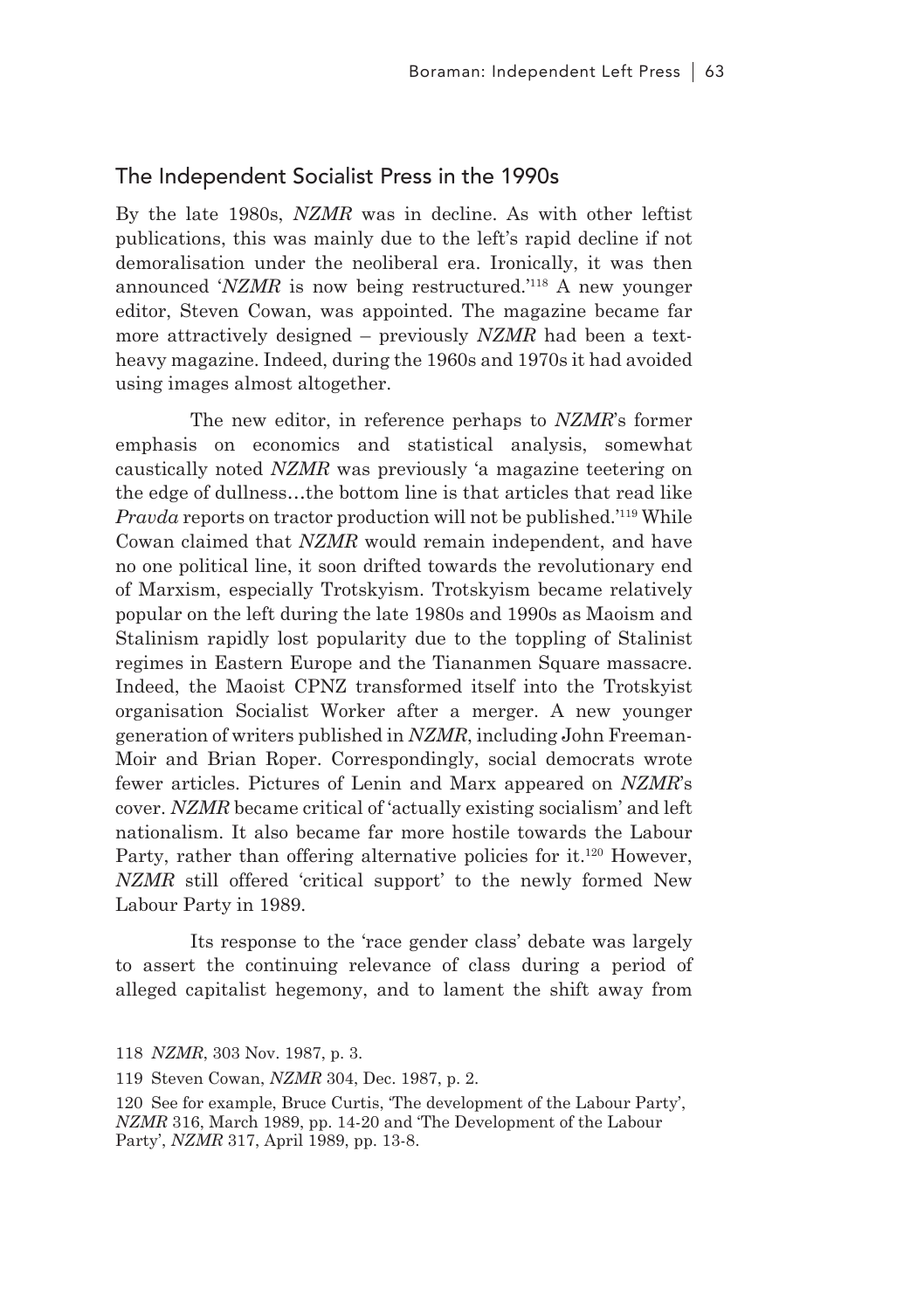## The Independent Socialist Press in the 1990s

By the late 1980s, *NZMR* was in decline. As with other leftist publications, this was mainly due to the left's rapid decline if not demoralisation under the neoliberal era. Ironically, it was then announced '*NZMR* is now being restructured.'[118] A new younger editor, Steven Cowan, was appointed. The magazine became far more attractively designed – previously *NZMR* had been a text-heavy magazine. Indeed, during the 1960s and 1970s it had avoided using images almost altogether.

The new editor, in reference perhaps to *NZMR*'s former emphasis on economics and statistical analysis, somewhat caustically noted *NZMR* was previously 'a magazine teetering on the edge of dullness…the bottom line is that articles that read like *Pravda* reports on tractor production will not be published.'[119] While Cowan claimed that *NZMR* would remain independent, and have no one political line, it soon drifted towards the revolutionary end of Marxism, especially Trotskyism. Trotskyism became relatively popular on the left during the late 1980s and 1990s as Maoism and Stalinism rapidly lost popularity due to the toppling of Stalinist regimes in Eastern Europe and the Tiananmen Square massacre. Indeed, the Maoist CPNZ transformed itself into the Trotskyist organisation Socialist Worker after a merger. A new younger generation of writers published in *NZMR*, including John Freeman-Moir and Brian Roper. Correspondingly, social democrats wrote fewer articles. Pictures of Lenin and Marx appeared on *NZMR*'s cover. *NZMR* became critical of 'actually existing socialism' and left nationalism. It also became far more hostile towards the Labour Party, rather than offering alternative policies for it.[120] However, *NZMR* still offered 'critical support' to the newly formed New Labour Party in 1989.

Its response to the 'race gender class' debate was largely to assert the continuing relevance of class during a period of alleged capitalist hegemony, and to lament the shift away from

118 *NZMR*, 303 Nov. 1987, p. 3.

119 Steven Cowan, *NZMR* 304, Dec. 1987, p. 2.

120 See for example, Bruce Curtis, 'The development of the Labour Party', *NZMR* 316, March 1989, pp. 14-20 and 'The Development of the Labour Party', *NZMR* 317, April 1989, pp. 13-8.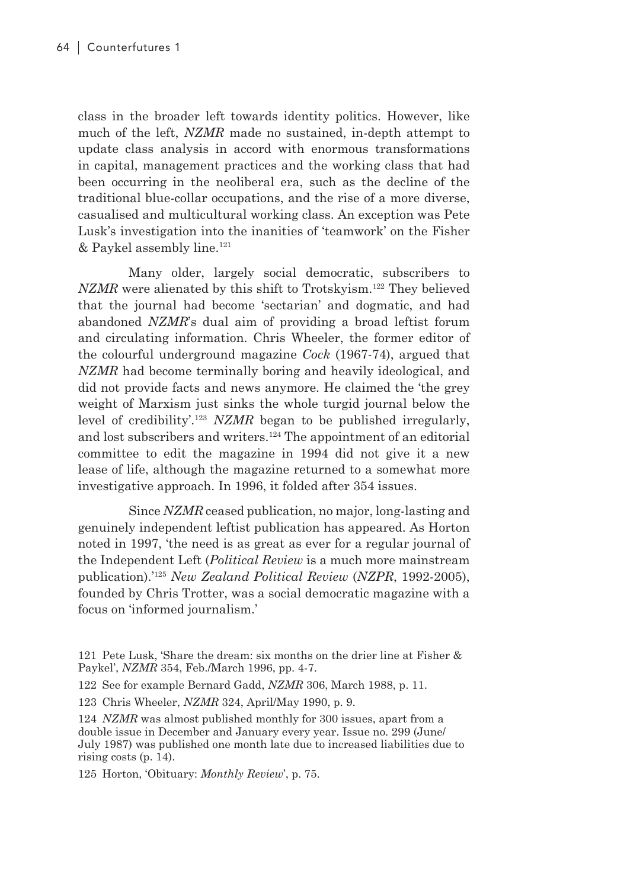class in the broader left towards identity politics. However, like much of the left, *NZMR* made no sustained, in-depth attempt to update class analysis in accord with enormous transformations in capital, management practices and the working class that had been occurring in the neoliberal era, such as the decline of the traditional blue-collar occupations, and the rise of a more diverse, casualised and multicultural working class. An exception was Pete Lusk's investigation into the inanities of 'teamwork' on the Fisher & Paykel assembly line.[121]

Many older, largely social democratic, subscribers to *NZMR* were alienated by this shift to Trotskyism.[122] They believed that the journal had become 'sectarian' and dogmatic, and had abandoned *NZMR*'s dual aim of providing a broad leftist forum and circulating information. Chris Wheeler, the former editor of the colourful underground magazine *Cock* (1967-74), argued that *NZMR* had become terminally boring and heavily ideological, and did not provide facts and news anymore. He claimed the 'the grey weight of Marxism just sinks the whole turgid journal below the level of credibility'.[123] *NZMR* began to be published irregularly, and lost subscribers and writers.[124] The appointment of an editorial committee to edit the magazine in 1994 did not give it a new lease of life, although the magazine returned to a somewhat more investigative approach. In 1996, it folded after 354 issues.

Since *NZMR* ceased publication, no major, long-lasting and genuinely independent leftist publication has appeared. As Horton noted in 1997, 'the need is as great as ever for a regular journal of the Independent Left (*Political Review* is a much more mainstream publication).'[125] *New Zealand Political Review* (*NZPR*, 1992-2005), founded by Chris Trotter, was a social democratic magazine with a focus on 'informed journalism.'

121 Pete Lusk, 'Share the dream: six months on the drier line at Fisher & Paykel', *NZMR* 354, Feb./March 1996, pp. 4-7.

122 See for example Bernard Gadd, *NZMR* 306, March 1988, p. 11.

123 Chris Wheeler, *NZMR* 324, April/May 1990, p. 9.

124 *NZMR* was almost published monthly for 300 issues, apart from a double issue in December and January every year. Issue no. 299 (June/July 1987) was published one month late due to increased liabilities due to rising costs (p. 14).

125 Horton, 'Obituary: *Monthly Review*', p. 75.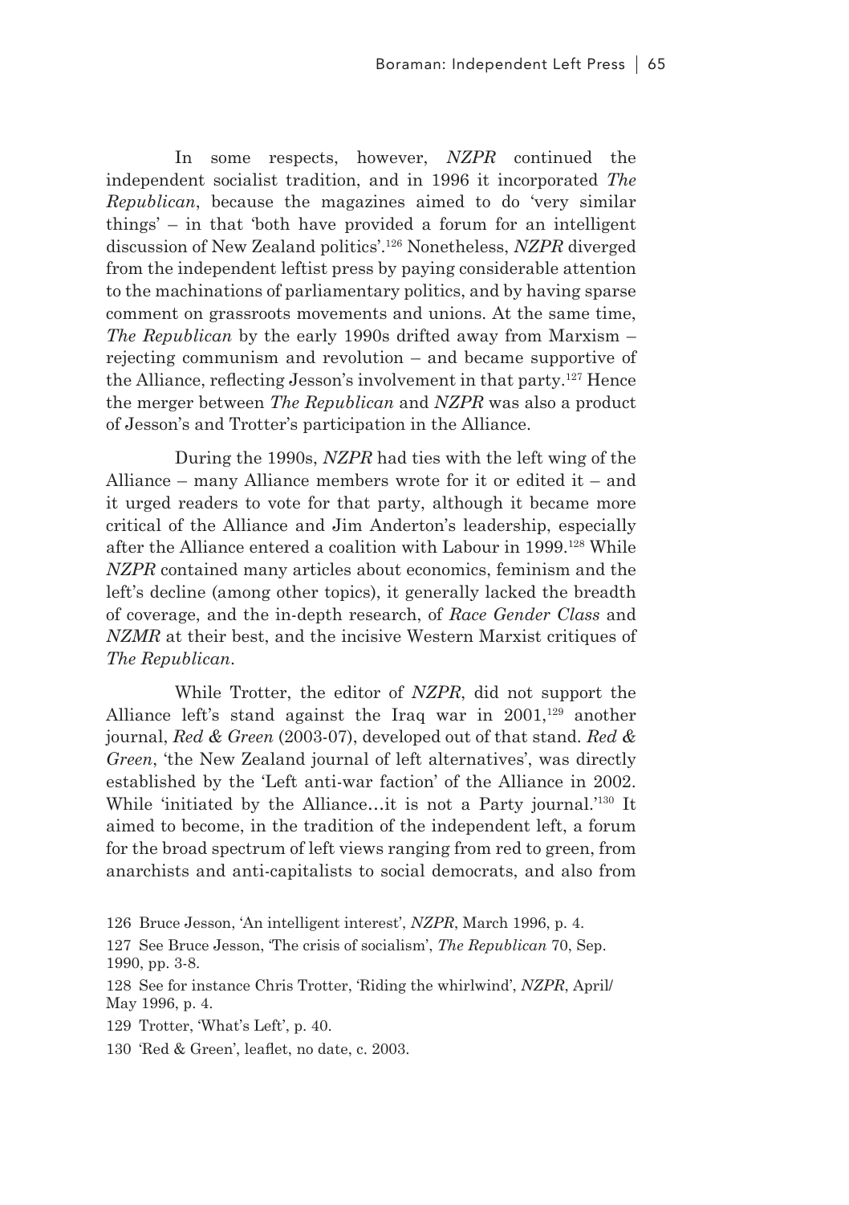In some respects, however, *NZPR* continued the independent socialist tradition, and in 1996 it incorporated *The Republican*, because the magazines aimed to do 'very similar things' – in that 'both have provided a forum for an intelligent discussion of New Zealand politics'.[126] Nonetheless, *NZPR* diverged from the independent leftist press by paying considerable attention to the machinations of parliamentary politics, and by having sparse comment on grassroots movements and unions. At the same time, *The Republican* by the early 1990s drifted away from Marxism – rejecting communism and revolution – and became supportive of the Alliance, reflecting Jesson's involvement in that party.[127] Hence the merger between *The Republican* and *NZPR* was also a product of Jesson's and Trotter's participation in the Alliance.

During the 1990s, *NZPR* had ties with the left wing of the Alliance – many Alliance members wrote for it or edited it – and it urged readers to vote for that party, although it became more critical of the Alliance and Jim Anderton's leadership, especially after the Alliance entered a coalition with Labour in 1999.[128] While *NZPR* contained many articles about economics, feminism and the left's decline (among other topics), it generally lacked the breadth of coverage, and the in-depth research, of *Race Gender Class* and *NZMR* at their best, and the incisive Western Marxist critiques of *The Republican*.

While Trotter, the editor of *NZPR*, did not support the Alliance left's stand against the Iraq war in 2001,[129] another journal, *Red & Green* (2003-07), developed out of that stand. *Red & Green*, 'the New Zealand journal of left alternatives', was directly established by the 'Left anti-war faction' of the Alliance in 2002. While 'initiated by the Alliance…it is not a Party journal.'[130] It aimed to become, in the tradition of the independent left, a forum for the broad spectrum of left views ranging from red to green, from anarchists and anti-capitalists to social democrats, and also from

126 Bruce Jesson, 'An intelligent interest', *NZPR*, March 1996, p. 4.

127 See Bruce Jesson, 'The crisis of socialism', *The Republican* 70, Sep. 1990, pp. 3-8.

128 See for instance Chris Trotter, 'Riding the whirlwind', *NZPR*, April/May 1996, p. 4.

129 Trotter, 'What's Left', p. 40.

130 'Red & Green', leaflet, no date, c. 2003.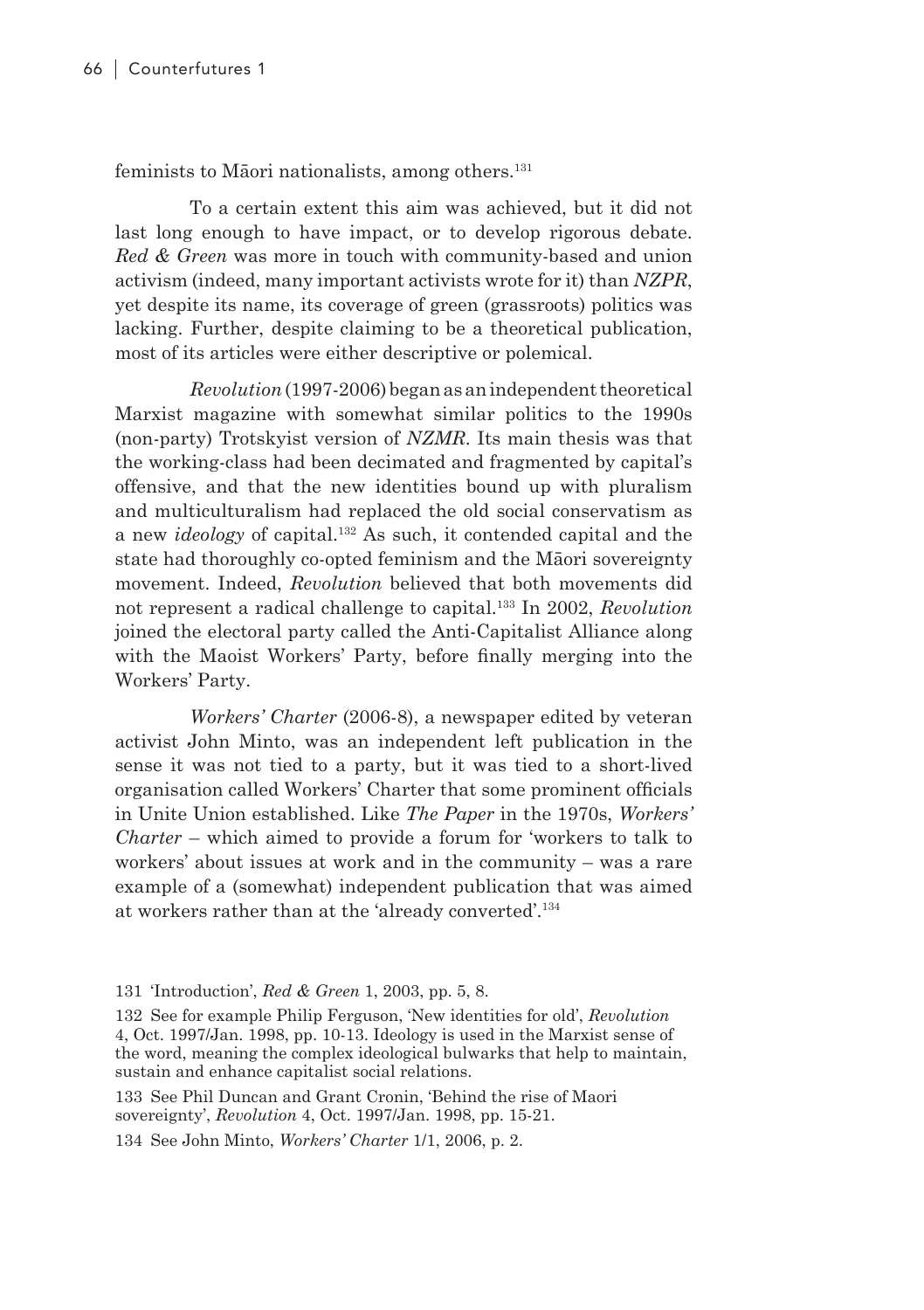feminists to Māori nationalists, among others.[131]

To a certain extent this aim was achieved, but it did not last long enough to have impact, or to develop rigorous debate. *Red & Green* was more in touch with community-based and union activism (indeed, many important activists wrote for it) than *NZPR*, yet despite its name, its coverage of green (grassroots) politics was lacking. Further, despite claiming to be a theoretical publication, most of its articles were either descriptive or polemical.

*Revolution* (1997-2006) began as an independent theoretical Marxist magazine with somewhat similar politics to the 1990s (non-party) Trotskyist version of *NZMR*. Its main thesis was that the working-class had been decimated and fragmented by capital's offensive, and that the new identities bound up with pluralism and multiculturalism had replaced the old social conservatism as a new *ideology* of capital.[132] As such, it contended capital and the state had thoroughly co-opted feminism and the Māori sovereignty movement. Indeed, *Revolution* believed that both movements did not represent a radical challenge to capital.[133] In 2002, *Revolution* joined the electoral party called the Anti-Capitalist Alliance along with the Maoist Workers' Party, before finally merging into the Workers' Party.

*Workers' Charter* (2006-8), a newspaper edited by veteran activist John Minto, was an independent left publication in the sense it was not tied to a party, but it was tied to a short-lived organisation called Workers' Charter that some prominent officials in Unite Union established. Like *The Paper* in the 1970s, *Workers' Charter* – which aimed to provide a forum for 'workers to talk to workers' about issues at work and in the community – was a rare example of a (somewhat) independent publication that was aimed at workers rather than at the 'already converted'.[134]

131 'Introduction', *Red & Green* 1, 2003, pp. 5, 8.

132 See for example Philip Ferguson, 'New identities for old', *Revolution* 4, Oct. 1997/Jan. 1998, pp. 10-13. Ideology is used in the Marxist sense of the word, meaning the complex ideological bulwarks that help to maintain, sustain and enhance capitalist social relations.

133 See Phil Duncan and Grant Cronin, 'Behind the rise of Maori sovereignty', *Revolution* 4, Oct. 1997/Jan. 1998, pp. 15-21.

134 See John Minto, *Workers' Charter* 1/1, 2006, p. 2.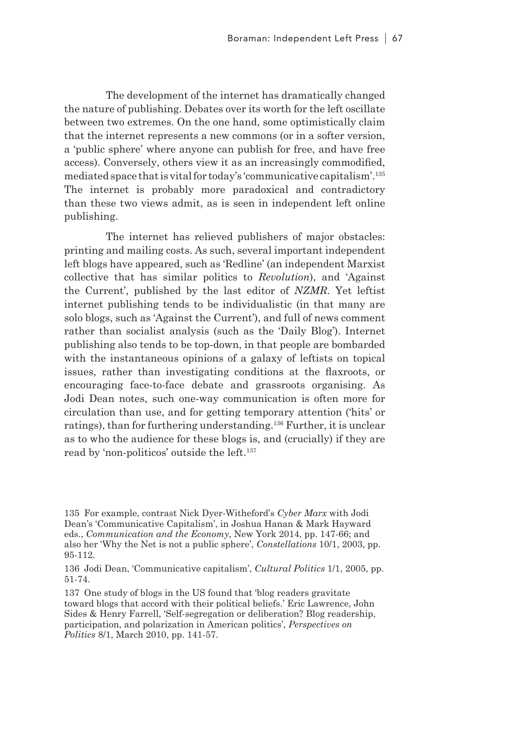The development of the internet has dramatically changed the nature of publishing. Debates over its worth for the left oscillate between two extremes. On the one hand, some optimistically claim that the internet represents a new commons (or in a softer version, a 'public sphere' where anyone can publish for free, and have free access). Conversely, others view it as an increasingly commodified, mediated space that is vital for today's 'communicative capitalism'.[135] The internet is probably more paradoxical and contradictory than these two views admit, as is seen in independent left online publishing.

The internet has relieved publishers of major obstacles: printing and mailing costs. As such, several important independent left blogs have appeared, such as 'Redline' (an independent Marxist collective that has similar politics to *Revolution*), and 'Against the Current', published by the last editor of *NZMR*. Yet leftist internet publishing tends to be individualistic (in that many are solo blogs, such as 'Against the Current'), and full of news comment rather than socialist analysis (such as the 'Daily Blog'). Internet publishing also tends to be top-down, in that people are bombarded with the instantaneous opinions of a galaxy of leftists on topical issues, rather than investigating conditions at the flaxroots, or encouraging face-to-face debate and grassroots organising. As Jodi Dean notes, such one-way communication is often more for circulation than use, and for getting temporary attention ('hits' or ratings), than for furthering understanding.[136] Further, it is unclear as to who the audience for these blogs is, and (crucially) if they are read by 'non-politicos' outside the left.[137]

---

135 For example, contrast Nick Dyer-Witheford's *Cyber Marx* with Jodi Dean's 'Communicative Capitalism', in Joshua Hanan & Mark Hayward eds., *Communication and the Economy*, New York 2014, pp. 147-66; and also her 'Why the Net is not a public sphere', *Constellations* 10/1, 2003, pp. 95-112.

136 Jodi Dean, 'Communicative capitalism', *Cultural Politics* 1/1, 2005, pp. 51-74.

137 One study of blogs in the US found that 'blog readers gravitate toward blogs that accord with their political beliefs.' Eric Lawrence, John Sides & Henry Farrell, 'Self-segregation or deliberation? Blog readership, participation, and polarization in American politics', *Perspectives on Politics* 8/1, March 2010, pp. 141-57.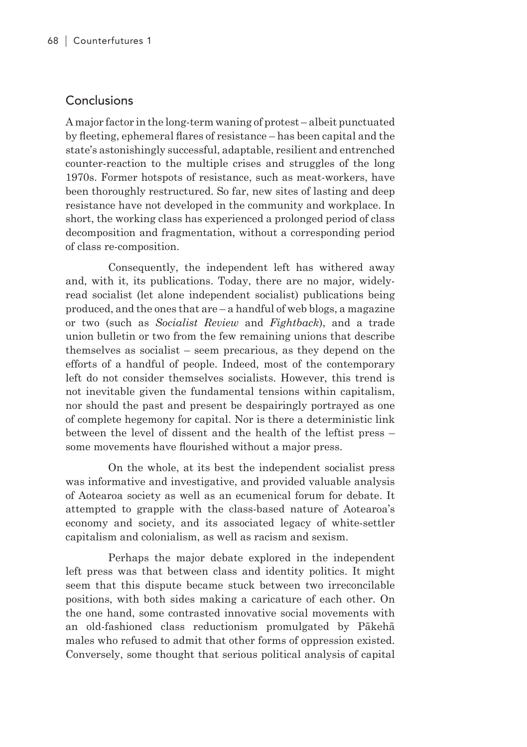## Conclusions

A major factor in the long-term waning of protest – albeit punctuated by fleeting, ephemeral flares of resistance – has been capital and the state's astonishingly successful, adaptable, resilient and entrenched counter-reaction to the multiple crises and struggles of the long 1970s. Former hotspots of resistance, such as meat-workers, have been thoroughly restructured. So far, new sites of lasting and deep resistance have not developed in the community and workplace. In short, the working class has experienced a prolonged period of class decomposition and fragmentation, without a corresponding period of class re-composition.

Consequently, the independent left has withered away and, with it, its publications. Today, there are no major, widely-read socialist (let alone independent socialist) publications being produced, and the ones that are – a handful of web blogs, a magazine or two (such as *Socialist Review* and *Fightback*), and a trade union bulletin or two from the few remaining unions that describe themselves as socialist – seem precarious, as they depend on the efforts of a handful of people. Indeed, most of the contemporary left do not consider themselves socialists. However, this trend is not inevitable given the fundamental tensions within capitalism, nor should the past and present be despairingly portrayed as one of complete hegemony for capital. Nor is there a deterministic link between the level of dissent and the health of the leftist press – some movements have flourished without a major press.

On the whole, at its best the independent socialist press was informative and investigative, and provided valuable analysis of Aotearoa society as well as an ecumenical forum for debate. It attempted to grapple with the class-based nature of Aotearoa's economy and society, and its associated legacy of white-settler capitalism and colonialism, as well as racism and sexism.

Perhaps the major debate explored in the independent left press was that between class and identity politics. It might seem that this dispute became stuck between two irreconcilable positions, with both sides making a caricature of each other. On the one hand, some contrasted innovative social movements with an old-fashioned class reductionism promulgated by Pākehā males who refused to admit that other forms of oppression existed. Conversely, some thought that serious political analysis of capital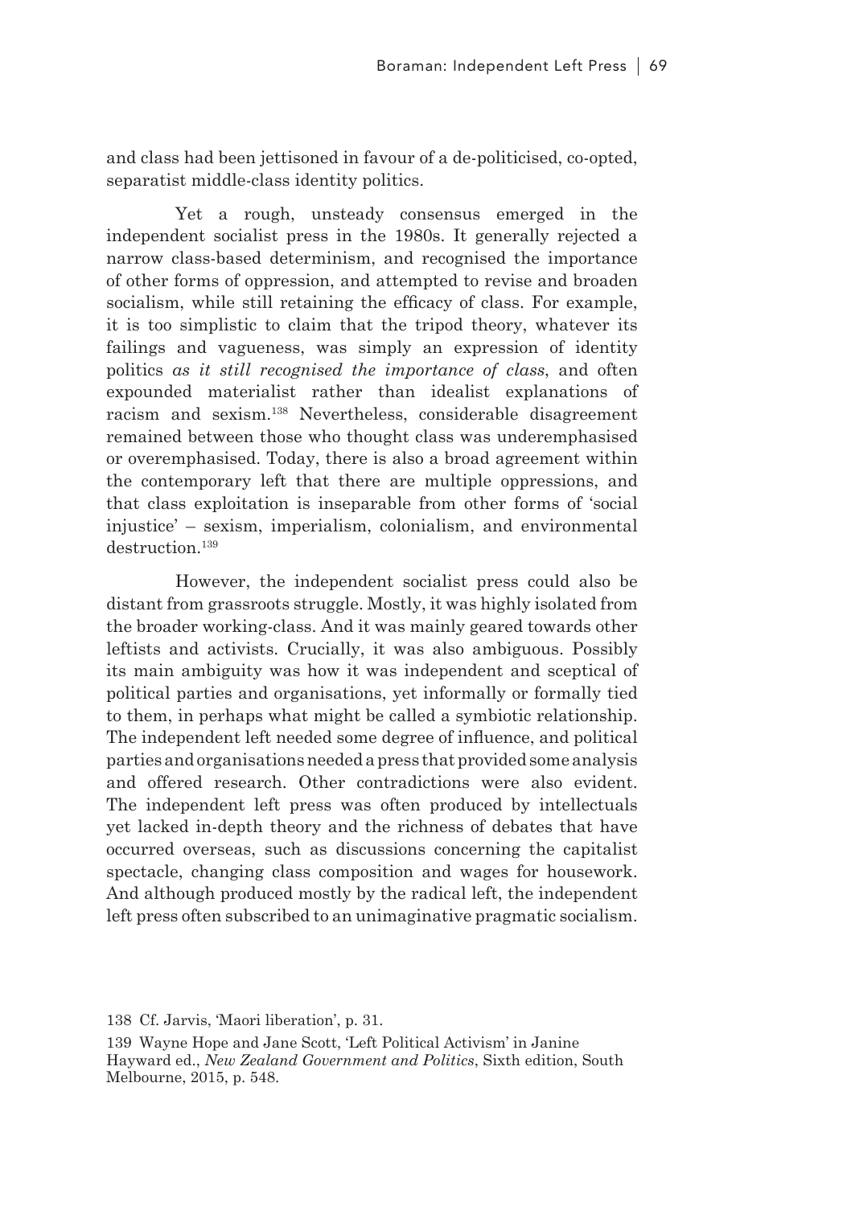and class had been jettisoned in favour of a de-politicised, co-opted, separatist middle-class identity politics.

Yet a rough, unsteady consensus emerged in the independent socialist press in the 1980s. It generally rejected a narrow class-based determinism, and recognised the importance of other forms of oppression, and attempted to revise and broaden socialism, while still retaining the efficacy of class. For example, it is too simplistic to claim that the tripod theory, whatever its failings and vagueness, was simply an expression of identity politics *as it still recognised the importance of class*, and often expounded materialist rather than idealist explanations of racism and sexism.[138] Nevertheless, considerable disagreement remained between those who thought class was underemphasised or overemphasised. Today, there is also a broad agreement within the contemporary left that there are multiple oppressions, and that class exploitation is inseparable from other forms of 'social injustice' – sexism, imperialism, colonialism, and environmental destruction.[139]

However, the independent socialist press could also be distant from grassroots struggle. Mostly, it was highly isolated from the broader working-class. And it was mainly geared towards other leftists and activists. Crucially, it was also ambiguous. Possibly its main ambiguity was how it was independent and sceptical of political parties and organisations, yet informally or formally tied to them, in perhaps what might be called a symbiotic relationship. The independent left needed some degree of influence, and political parties and organisations needed a press that provided some analysis and offered research. Other contradictions were also evident. The independent left press was often produced by intellectuals yet lacked in-depth theory and the richness of debates that have occurred overseas, such as discussions concerning the capitalist spectacle, changing class composition and wages for housework. And although produced mostly by the radical left, the independent left press often subscribed to an unimaginative pragmatic socialism.

138 Cf. Jarvis, 'Maori liberation', p. 31.

139 Wayne Hope and Jane Scott, 'Left Political Activism' in Janine Hayward ed., *New Zealand Government and Politics*, Sixth edition, South Melbourne, 2015, p. 548.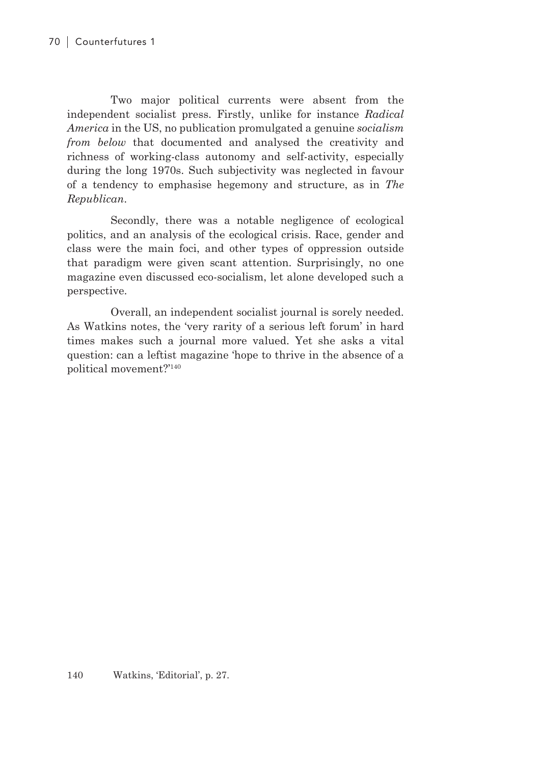Two major political currents were absent from the independent socialist press. Firstly, unlike for instance *Radical America* in the US, no publication promulgated a genuine *socialism from below* that documented and analysed the creativity and richness of working-class autonomy and self-activity, especially during the long 1970s. Such subjectivity was neglected in favour of a tendency to emphasise hegemony and structure, as in *The Republican*.

Secondly, there was a notable negligence of ecological politics, and an analysis of the ecological crisis. Race, gender and class were the main foci, and other types of oppression outside that paradigm were given scant attention. Surprisingly, no one magazine even discussed eco-socialism, let alone developed such a perspective.

Overall, an independent socialist journal is sorely needed. As Watkins notes, the 'very rarity of a serious left forum' in hard times makes such a journal more valued. Yet she asks a vital question: can a leftist magazine 'hope to thrive in the absence of a political movement?'[140]

140 Watkins, 'Editorial', p. 27.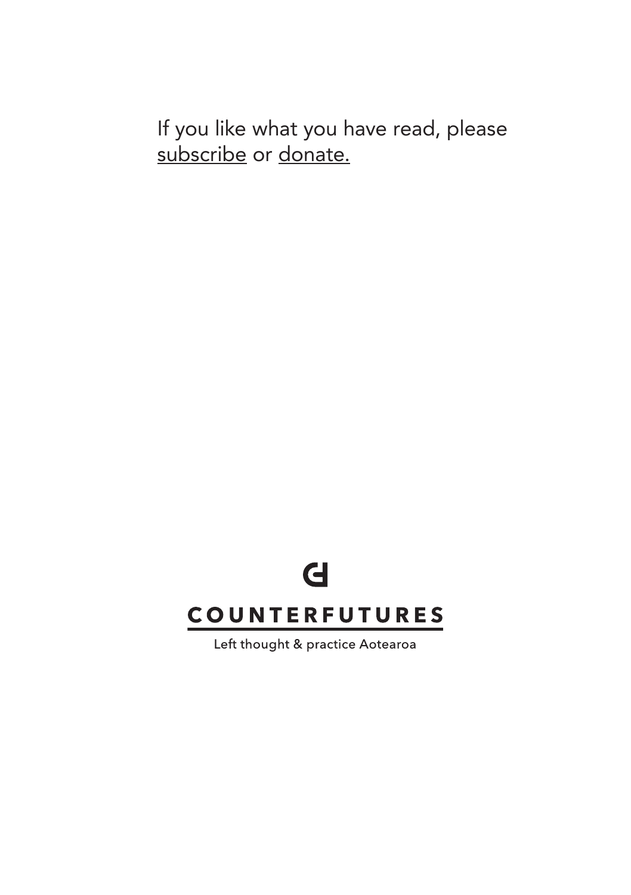If you like what you have read, please subscribe or donate.

**COUNTERFUTURES**

Left thought & practice Aotearoa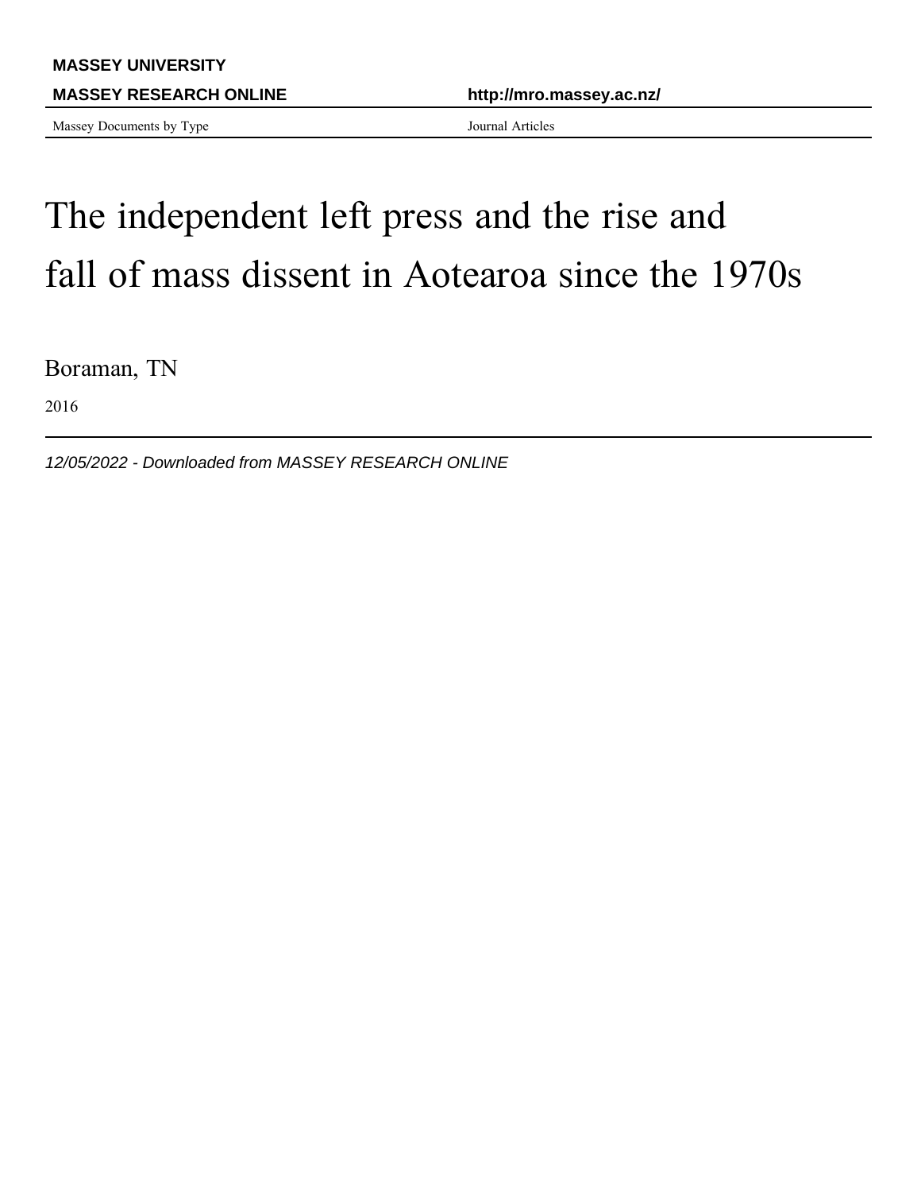MASSEY UNIVERSITY

MASSEY RESEARCH ONLINE http://mro.massey.ac.nz/

Massey Documents by Type Journal Articles

# The independent left press and the rise and fall of mass dissent in Aotearoa since the 1970s

Boraman, TN

2016

*12/05/2022 - Downloaded from MASSEY RESEARCH ONLINE*